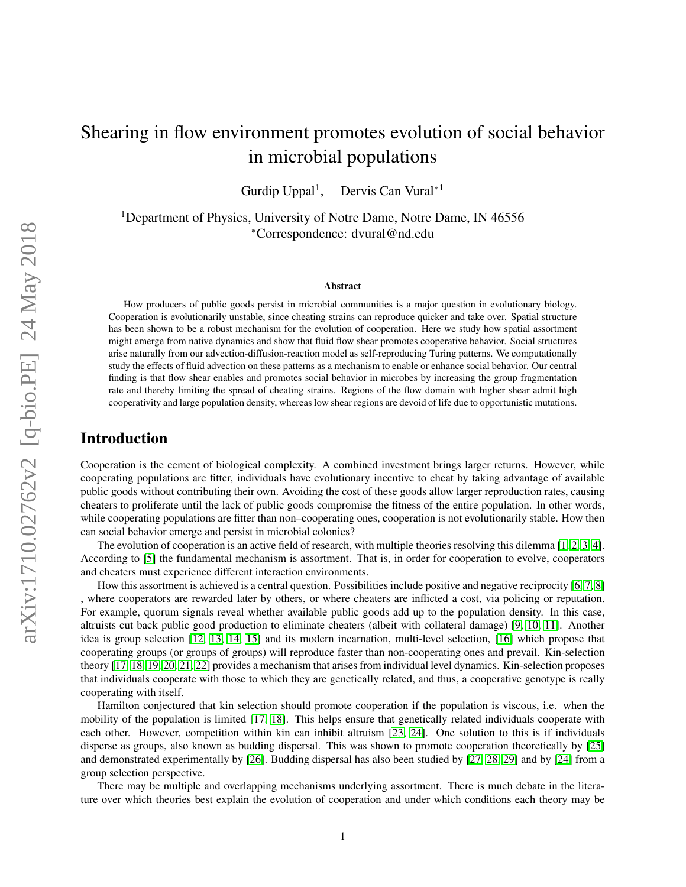# Shearing in flow environment promotes evolution of social behavior in microbial populations

Gurdip Uppal[1], Dervis Can Vural*[1]

[1]Department of Physics, University of Notre Dame, Notre Dame, IN 46556
*Correspondence: dvural@nd.edu

### Abstract

How producers of public goods persist in microbial communities is a major question in evolutionary biology. Cooperation is evolutionarily unstable, since cheating strains can reproduce quicker and take over. Spatial structure has been shown to be a robust mechanism for the evolution of cooperation. Here we study how spatial assortment might emerge from native dynamics and show that fluid flow shear promotes cooperative behavior. Social structures arise naturally from our advection-diffusion-reaction model as self-reproducing Turing patterns. We computationally study the effects of fluid advection on these patterns as a mechanism to enable or enhance social behavior. Our central finding is that flow shear enables and promotes social behavior in microbes by increasing the group fragmentation rate and thereby limiting the spread of cheating strains. Regions of the flow domain with higher shear admit high cooperativity and large population density, whereas low shear regions are devoid of life due to opportunistic mutations.

## Introduction

Cooperation is the cement of biological complexity. A combined investment brings larger returns. However, while cooperating populations are fitter, individuals have evolutionary incentive to cheat by taking advantage of available public goods without contributing their own. Avoiding the cost of these goods allow larger reproduction rates, causing cheaters to proliferate until the lack of public goods compromise the fitness of the entire population. In other words, while cooperating populations are fitter than non–cooperating ones, cooperation is not evolutionarily stable. How then can social behavior emerge and persist in microbial colonies?

The evolution of cooperation is an active field of research, with multiple theories resolving this dilemma [1, 2, 3, 4]. According to [5] the fundamental mechanism is assortment. That is, in order for cooperation to evolve, cooperators and cheaters must experience different interaction environments.

How this assortment is achieved is a central question. Possibilities include positive and negative reciprocity [6, 7, 8] , where cooperators are rewarded later by others, or where cheaters are inflicted a cost, via policing or reputation. For example, quorum signals reveal whether available public goods add up to the population density. In this case, altruists cut back public good production to eliminate cheaters (albeit with collateral damage) [9, 10, 11]. Another idea is group selection [12, 13, 14, 15] and its modern incarnation, multi-level selection, [16] which propose that cooperating groups (or groups of groups) will reproduce faster than non-cooperating ones and prevail. Kin-selection theory [17, 18, 19, 20, 21, 22] provides a mechanism that arises from individual level dynamics. Kin-selection proposes that individuals cooperate with those to which they are genetically related, and thus, a cooperative genotype is really cooperating with itself.

Hamilton conjectured that kin selection should promote cooperation if the population is viscous, i.e. when the mobility of the population is limited [17, 18]. This helps ensure that genetically related individuals cooperate with each other. However, competition within kin can inhibit altruism [23, 24]. One solution to this is if individuals disperse as groups, also known as budding dispersal. This was shown to promote cooperation theoretically by [25] and demonstrated experimentally by [26]. Budding dispersal has also been studied by [27, 28, 29] and by [24] from a group selection perspective.

There may be multiple and overlapping mechanisms underlying assortment. There is much debate in the literature over which theories best explain the evolution of cooperation and under which conditions each theory may be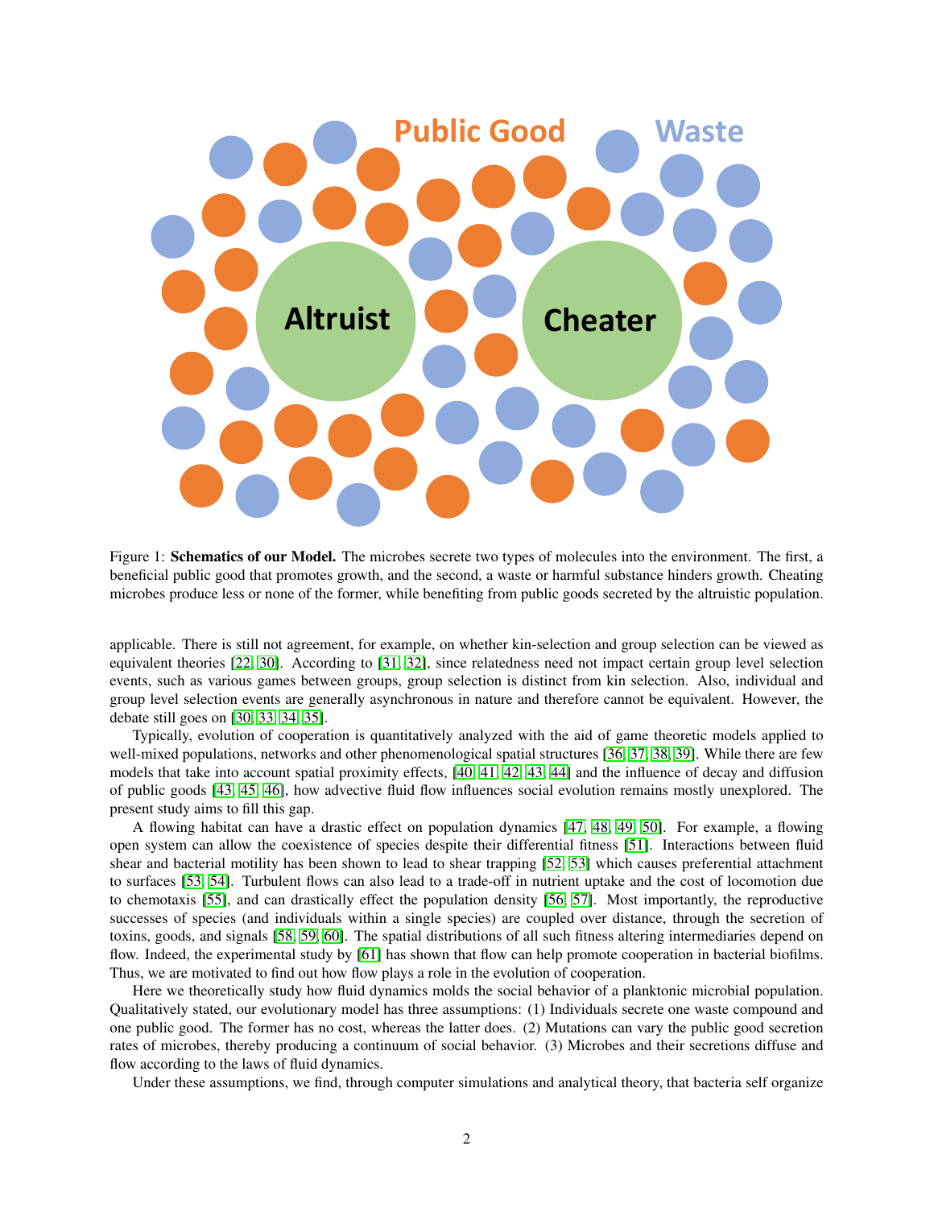Figure 1: **Schematics of our Model.** The microbes secrete two types of molecules into the environment. The first, a beneficial public good that promotes growth, and the second, a waste or harmful substance hinders growth. Cheating microbes produce less or none of the former, while benefiting from public goods secreted by the altruistic population.

applicable. There is still not agreement, for example, on whether kin-selection and group selection can be viewed as equivalent theories [22, 30]. According to [31, 32], since relatedness need not impact certain group level selection events, such as various games between groups, group selection is distinct from kin selection. Also, individual and group level selection events are generally asynchronous in nature and therefore cannot be equivalent. However, the debate still goes on [30, 33, 34, 35].

Typically, evolution of cooperation is quantitatively analyzed with the aid of game theoretic models applied to well-mixed populations, networks and other phenomenological spatial structures [36, 37, 38, 39]. While there are few models that take into account spatial proximity effects, [40, 41, 42, 43, 44] and the influence of decay and diffusion of public goods [43, 45, 46], how advective fluid flow influences social evolution remains mostly unexplored. The present study aims to fill this gap.

A flowing habitat can have a drastic effect on population dynamics [47, 48, 49, 50]. For example, a flowing open system can allow the coexistence of species despite their differential fitness [51]. Interactions between fluid shear and bacterial motility has been shown to lead to shear trapping [52, 53] which causes preferential attachment to surfaces [53, 54]. Turbulent flows can also lead to a trade-off in nutrient uptake and the cost of locomotion due to chemotaxis [55], and can drastically effect the population density [56, 57]. Most importantly, the reproductive successes of species (and individuals within a single species) are coupled over distance, through the secretion of toxins, goods, and signals [58, 59, 60]. The spatial distributions of all such fitness altering intermediaries depend on flow. Indeed, the experimental study by [61] has shown that flow can help promote cooperation in bacterial biofilms. Thus, we are motivated to find out how flow plays a role in the evolution of cooperation.

Here we theoretically study how fluid dynamics molds the social behavior of a planktonic microbial population. Qualitatively stated, our evolutionary model has three assumptions: (1) Individuals secrete one waste compound and one public good. The former has no cost, whereas the latter does. (2) Mutations can vary the public good secretion rates of microbes, thereby producing a continuum of social behavior. (3) Microbes and their secretions diffuse and flow according to the laws of fluid dynamics.

Under these assumptions, we find, through computer simulations and analytical theory, that bacteria self organize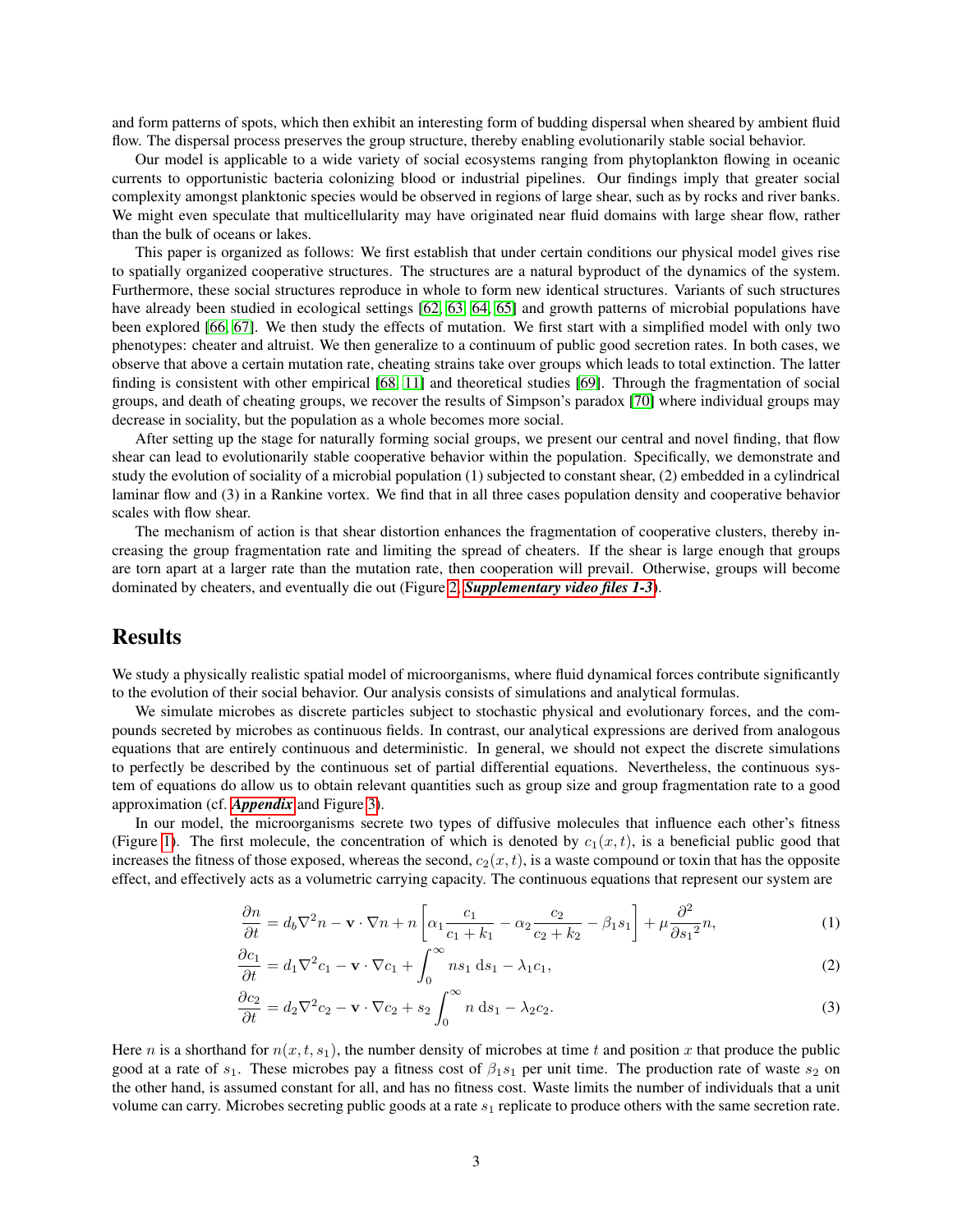and form patterns of spots, which then exhibit an interesting form of budding dispersal when sheared by ambient fluid flow. The dispersal process preserves the group structure, thereby enabling evolutionarily stable social behavior.

Our model is applicable to a wide variety of social ecosystems ranging from phytoplankton flowing in oceanic currents to opportunistic bacteria colonizing blood or industrial pipelines. Our findings imply that greater social complexity amongst planktonic species would be observed in regions of large shear, such as by rocks and river banks. We might even speculate that multicellularity may have originated near fluid domains with large shear flow, rather than the bulk of oceans or lakes.

This paper is organized as follows: We first establish that under certain conditions our physical model gives rise to spatially organized cooperative structures. The structures are a natural byproduct of the dynamics of the system. Furthermore, these social structures reproduce in whole to form new identical structures. Variants of such structures have already been studied in ecological settings [62, 63, 64, 65] and growth patterns of microbial populations have been explored [66, 67]. We then study the effects of mutation. We first start with a simplified model with only two phenotypes: cheater and altruist. We then generalize to a continuum of public good secretion rates. In both cases, we observe that above a certain mutation rate, cheating strains take over groups which leads to total extinction. The latter finding is consistent with other empirical [68, 11] and theoretical studies [69]. Through the fragmentation of social groups, and death of cheating groups, we recover the results of Simpson's paradox [70] where individual groups may decrease in sociality, but the population as a whole becomes more social.

After setting up the stage for naturally forming social groups, we present our central and novel finding, that flow shear can lead to evolutionarily stable cooperative behavior within the population. Specifically, we demonstrate and study the evolution of sociality of a microbial population (1) subjected to constant shear, (2) embedded in a cylindrical laminar flow and (3) in a Rankine vortex. We find that in all three cases population density and cooperative behavior scales with flow shear.

The mechanism of action is that shear distortion enhances the fragmentation of cooperative clusters, thereby increasing the group fragmentation rate and limiting the spread of cheaters. If the shear is large enough that groups are torn apart at a larger rate than the mutation rate, then cooperation will prevail. Otherwise, groups will become dominated by cheaters, and eventually die out (Figure 2, ***Supplementary video files 1-3***).

# Results

We study a physically realistic spatial model of microorganisms, where fluid dynamical forces contribute significantly to the evolution of their social behavior. Our analysis consists of simulations and analytical formulas.

We simulate microbes as discrete particles subject to stochastic physical and evolutionary forces, and the compounds secreted by microbes as continuous fields. In contrast, our analytical expressions are derived from analogous equations that are entirely continuous and deterministic. In general, we should not expect the discrete simulations to perfectly be described by the continuous set of partial differential equations. Nevertheless, the continuous system of equations do allow us to obtain relevant quantities such as group size and group fragmentation rate to a good approximation (cf. ***Appendix*** and Figure 3).

In our model, the microorganisms secrete two types of diffusive molecules that influence each other's fitness (Figure 1). The first molecule, the concentration of which is denoted by $c_1(x,t)$, is a beneficial public good that increases the fitness of those exposed, whereas the second, $c_2(x,t)$, is a waste compound or toxin that has the opposite effect, and effectively acts as a volumetric carrying capacity. The continuous equations that represent our system are

$$\frac{\partial n}{\partial t} = d_b \nabla^2 n - \mathbf{v}\cdot\nabla n + n\left[\alpha_1 \frac{c_1}{c_1+k_1} - \alpha_2 \frac{c_2}{c_2+k_2} - \beta_1 s_1\right] + \mu \frac{\partial^2}{\partial {s_1}^2} n, \tag{1}$$

$$\frac{\partial c_1}{\partial t} = d_1 \nabla^2 c_1 - \mathbf{v}\cdot\nabla c_1 + \int_0^\infty n s_1 \, \mathrm{d}s_1 - \lambda_1 c_1, \tag{2}$$

$$\frac{\partial c_2}{\partial t} = d_2 \nabla^2 c_2 - \mathbf{v}\cdot\nabla c_2 + s_2 \int_0^\infty n \, \mathrm{d}s_1 - \lambda_2 c_2. \tag{3}$$

Here $n$ is a shorthand for $n(x,t,s_1)$, the number density of microbes at time $t$ and position $x$ that produce the public good at a rate of $s_1$. These microbes pay a fitness cost of $\beta_1 s_1$ per unit time. The production rate of waste $s_2$ on the other hand, is assumed constant for all, and has no fitness cost. Waste limits the number of individuals that a unit volume can carry. Microbes secreting public goods at a rate $s_1$ replicate to produce others with the same secretion rate.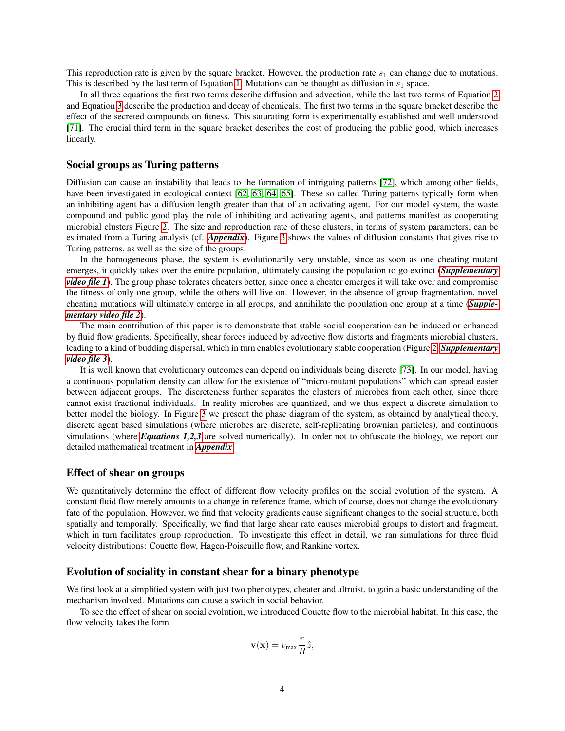This reproduction rate is given by the square bracket. However, the production rate $s_1$ can change due to mutations. This is described by the last term of Equation 1. Mutations can be thought as diffusion in $s_1$ space.

In all three equations the first two terms describe diffusion and advection, while the last two terms of Equation 2 and Equation 3 describe the production and decay of chemicals. The first two terms in the square bracket describe the effect of the secreted compounds on fitness. This saturating form is experimentally established and well understood [71]. The crucial third term in the square bracket describes the cost of producing the public good, which increases linearly.

## Social groups as Turing patterns

Diffusion can cause an instability that leads to the formation of intriguing patterns [72], which among other fields, have been investigated in ecological context [62, 63, 64, 65]. These so called Turing patterns typically form when an inhibiting agent has a diffusion length greater than that of an activating agent. For our model system, the waste compound and public good play the role of inhibiting and activating agents, and patterns manifest as cooperating microbial clusters Figure 2. The size and reproduction rate of these clusters, in terms of system parameters, can be estimated from a Turing analysis (cf. ***Appendix***). Figure 3 shows the values of diffusion constants that gives rise to Turing patterns, as well as the size of the groups.

In the homogeneous phase, the system is evolutionarily very unstable, since as soon as one cheating mutant emerges, it quickly takes over the entire population, ultimately causing the population to go extinct (***Supplementary video file 1***). The group phase tolerates cheaters better, since once a cheater emerges it will take over and compromise the fitness of only one group, while the others will live on. However, in the absence of group fragmentation, novel cheating mutations will ultimately emerge in all groups, and annihilate the population one group at a time (***Supplementary video file 2***).

The main contribution of this paper is to demonstrate that stable social cooperation can be induced or enhanced by fluid flow gradients. Specifically, shear forces induced by advective flow distorts and fragments microbial clusters, leading to a kind of budding dispersal, which in turn enables evolutionary stable cooperation (Figure 2, ***Supplementary video file 3***).

It is well known that evolutionary outcomes can depend on individuals being discrete [73]. In our model, having a continuous population density can allow for the existence of "micro-mutant populations" which can spread easier between adjacent groups. The discreteness further separates the clusters of microbes from each other, since there cannot exist fractional individuals. In reality microbes are quantized, and we thus expect a discrete simulation to better model the biology. In Figure 3 we present the phase diagram of the system, as obtained by analytical theory, discrete agent based simulations (where microbes are discrete, self-replicating brownian particles), and continuous simulations (where ***Equations 1,2,3*** are solved numerically). In order not to obfuscate the biology, we report our detailed mathematical treatment in ***Appendix***.

## Effect of shear on groups

We quantitatively determine the effect of different flow velocity profiles on the social evolution of the system. A constant fluid flow merely amounts to a change in reference frame, which of course, does not change the evolutionary fate of the population. However, we find that velocity gradients cause significant changes to the social structure, both spatially and temporally. Specifically, we find that large shear rate causes microbial groups to distort and fragment, which in turn facilitates group reproduction. To investigate this effect in detail, we ran simulations for three fluid velocity distributions: Couette flow, Hagen-Poiseuille flow, and Rankine vortex.

## Evolution of sociality in constant shear for a binary phenotype

We first look at a simplified system with just two phenotypes, cheater and altruist, to gain a basic understanding of the mechanism involved. Mutations can cause a switch in social behavior.

To see the effect of shear on social evolution, we introduced Couette flow to the microbial habitat. In this case, the flow velocity takes the form

$$\mathbf{v}(\mathbf{x}) = v_{\text{max}} \frac{r}{R} \hat{z},$$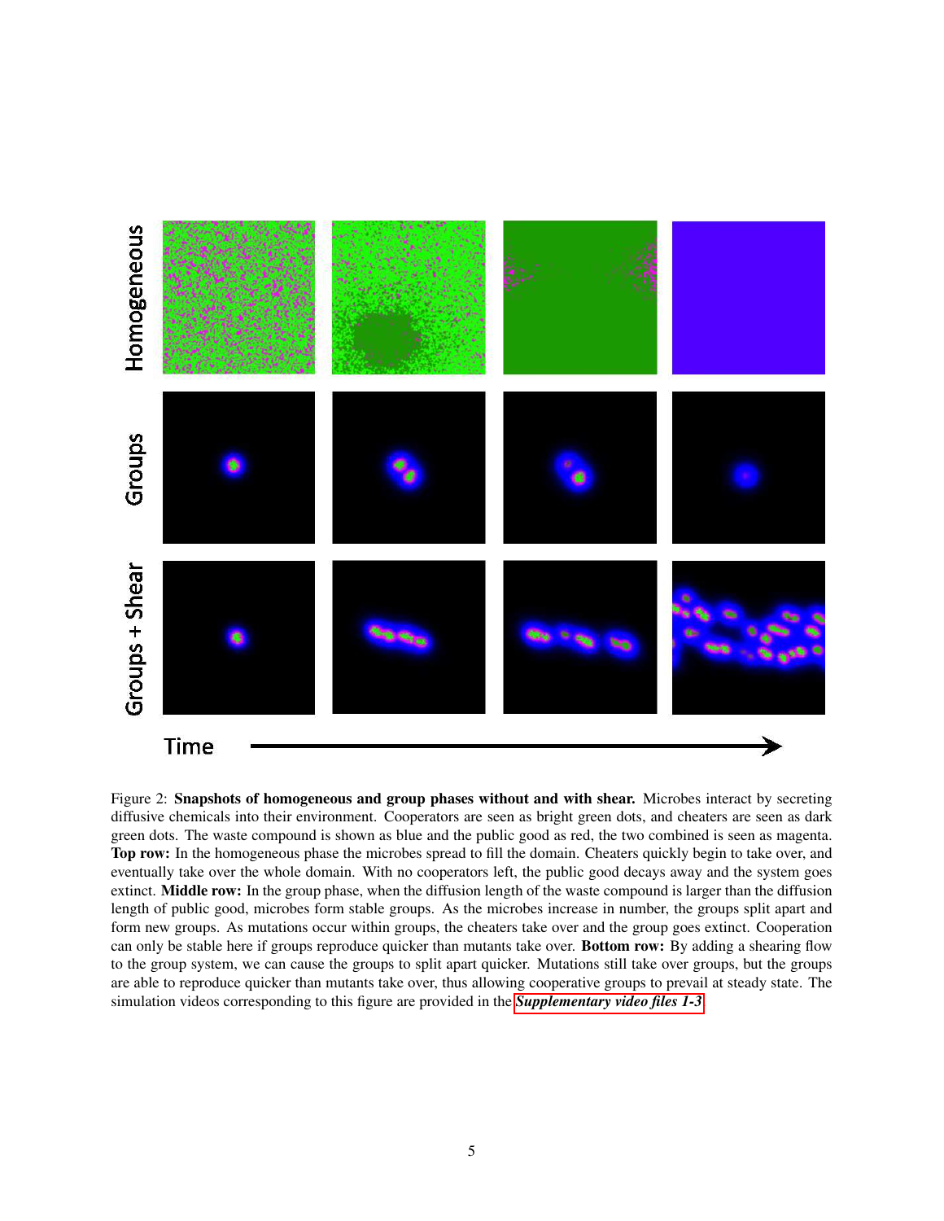Figure 2: **Snapshots of homogeneous and group phases without and with shear.** Microbes interact by secreting diffusive chemicals into their environment. Cooperators are seen as bright green dots, and cheaters are seen as dark green dots. The waste compound is shown as blue and the public good as red, the two combined is seen as magenta. **Top row:** In the homogeneous phase the microbes spread to fill the domain. Cheaters quickly begin to take over, and eventually take over the whole domain. With no cooperators left, the public good decays away and the system goes extinct. **Middle row:** In the group phase, when the diffusion length of the waste compound is larger than the diffusion length of public good, microbes form stable groups. As the microbes increase in number, the groups split apart and form new groups. As mutations occur within groups, the cheaters take over and the group goes extinct. Cooperation can only be stable here if groups reproduce quicker than mutants take over. **Bottom row:** By adding a shearing flow to the group system, we can cause the groups to split apart quicker. Mutations still take over groups, but the groups are able to reproduce quicker than mutants take over, thus allowing cooperative groups to prevail at steady state. The simulation videos corresponding to this figure are provided in the ***Supplementary video files 1-3***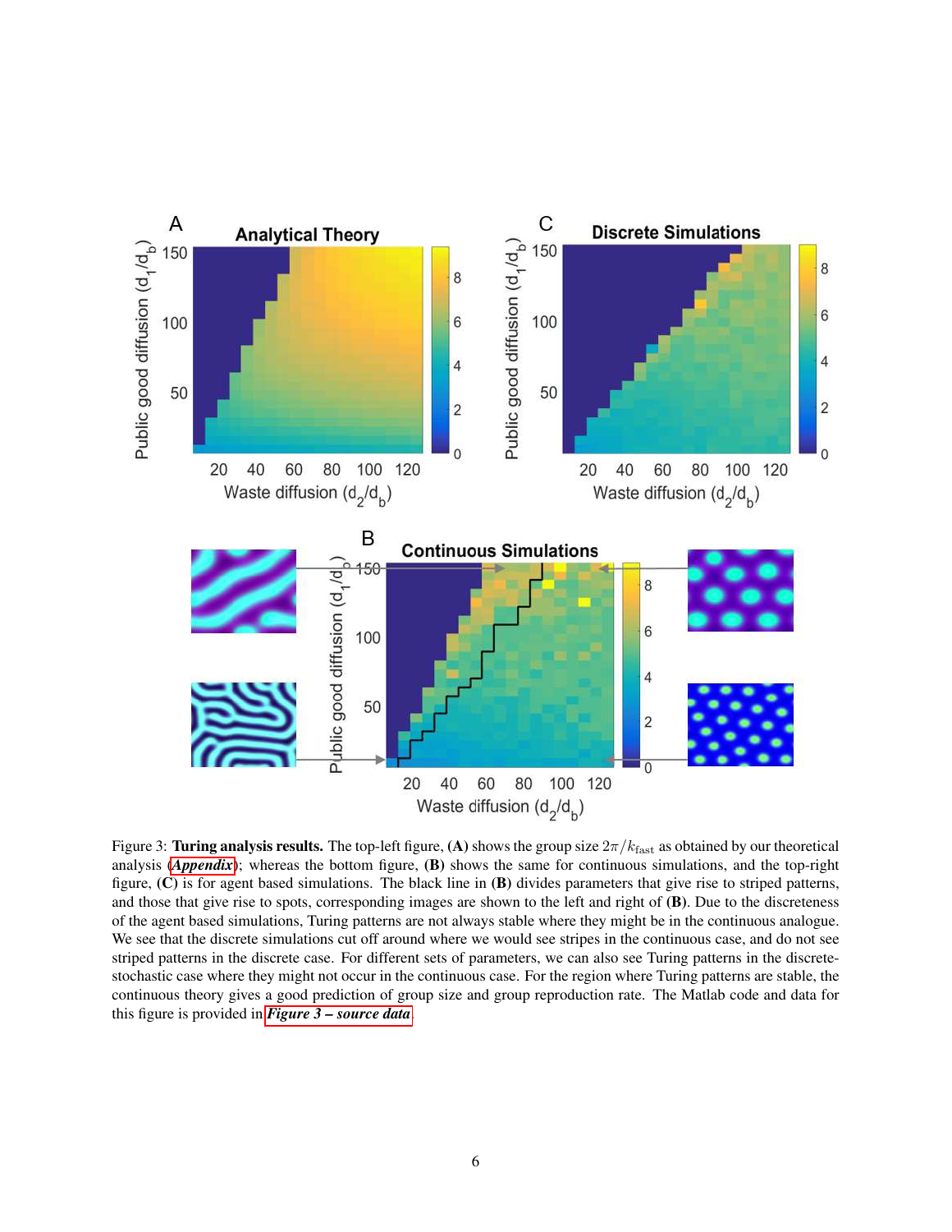Figure 3: **Turing analysis results.** The top-left figure, **(A)** shows the group size $2\pi/k_{\text{fast}}$ as obtained by our theoretical analysis (***Appendix***); whereas the bottom figure, **(B)** shows the same for continuous simulations, and the top-right figure, **(C)** is for agent based simulations. The black line in **(B)** divides parameters that give rise to striped patterns, and those that give rise to spots, corresponding images are shown to the left and right of **(B)**. Due to the discreteness of the agent based simulations, Turing patterns are not always stable where they might be in the continuous analogue. We see that the discrete simulations cut off around where we would see stripes in the continuous case, and do not see striped patterns in the discrete case. For different sets of parameters, we can also see Turing patterns in the discrete-stochastic case where they might not occur in the continuous case. For the region where Turing patterns are stable, the continuous theory gives a good prediction of group size and group reproduction rate. The Matlab code and data for this figure is provided in ***Figure 3 – source data***.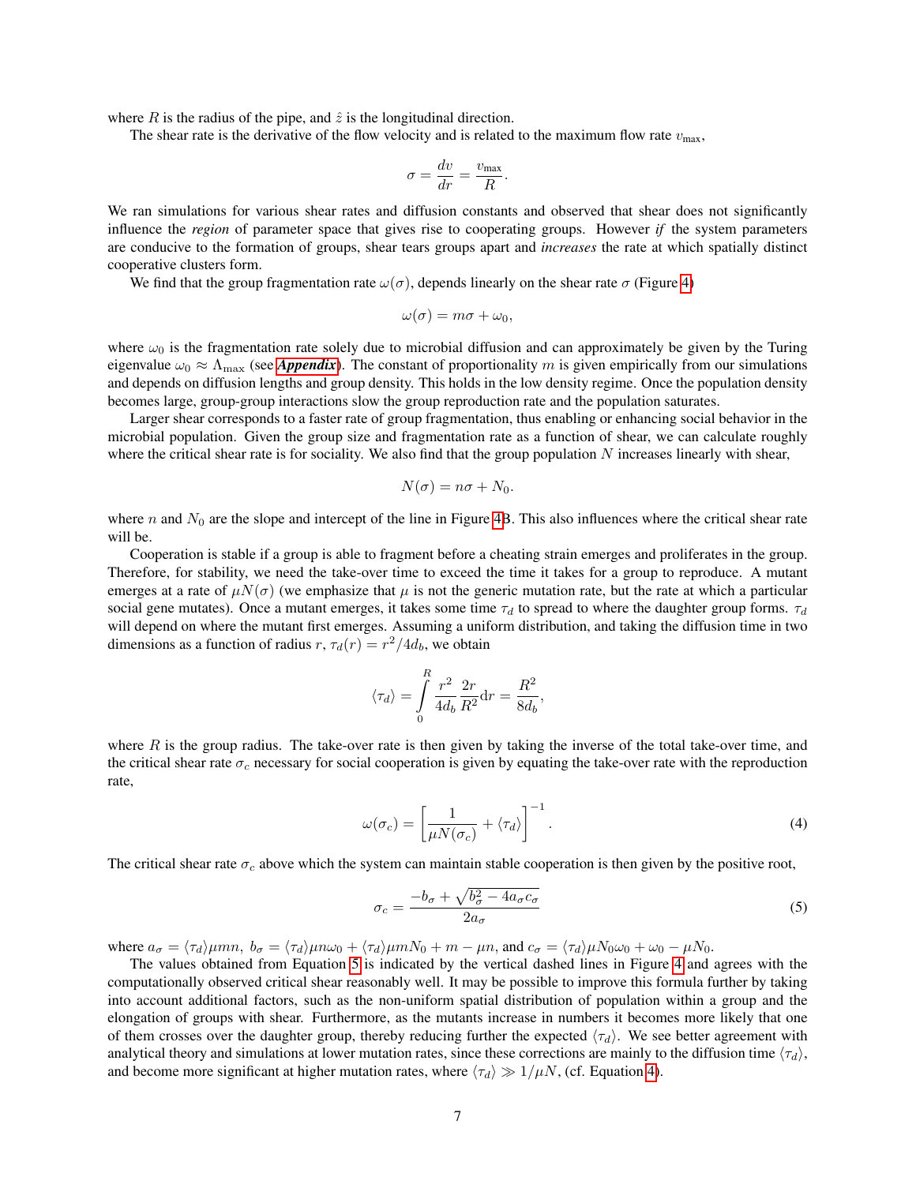where $R$ is the radius of the pipe, and $\hat{z}$ is the longitudinal direction.

The shear rate is the derivative of the flow velocity and is related to the maximum flow rate $v_{\max}$,

$$\sigma = \frac{dv}{dr} = \frac{v_{\max}}{R}.$$

We ran simulations for various shear rates and diffusion constants and observed that shear does not significantly influence the *region* of parameter space that gives rise to cooperating groups. However *if* the system parameters are conducive to the formation of groups, shear tears groups apart and *increases* the rate at which spatially distinct cooperative clusters form.

We find that the group fragmentation rate $\omega(\sigma)$, depends linearly on the shear rate $\sigma$ (Figure 4)

$$\omega(\sigma) = m\sigma + \omega_0,$$

where $\omega_0$ is the fragmentation rate solely due to microbial diffusion and can approximately be given by the Turing eigenvalue $\omega_0 \approx \Lambda_{\max}$ (see ***Appendix***). The constant of proportionality $m$ is given empirically from our simulations and depends on diffusion lengths and group density. This holds in the low density regime. Once the population density becomes large, group-group interactions slow the group reproduction rate and the population saturates.

Larger shear corresponds to a faster rate of group fragmentation, thus enabling or enhancing social behavior in the microbial population. Given the group size and fragmentation rate as a function of shear, we can calculate roughly where the critical shear rate is for sociality. We also find that the group population $N$ increases linearly with shear,

$$N(\sigma) = n\sigma + N_0.$$

where $n$ and $N_0$ are the slope and intercept of the line in Figure 4B. This also influences where the critical shear rate will be.

Cooperation is stable if a group is able to fragment before a cheating strain emerges and proliferates in the group. Therefore, for stability, we need the take-over time to exceed the time it takes for a group to reproduce. A mutant emerges at a rate of $\mu N(\sigma)$ (we emphasize that $\mu$ is not the generic mutation rate, but the rate at which a particular social gene mutates). Once a mutant emerges, it takes some time $\tau_d$ to spread to where the daughter group forms. $\tau_d$ will depend on where the mutant first emerges. Assuming a uniform distribution, and taking the diffusion time in two dimensions as a function of radius $r$, $\tau_d(r) = r^2/4d_b$, we obtain

$$\langle \tau_d \rangle = \int_0^R \frac{r^2}{4d_b}\frac{2r}{R^2}\mathrm{d}r = \frac{R^2}{8d_b},$$

where $R$ is the group radius. The take-over rate is then given by taking the inverse of the total take-over time, and the critical shear rate $\sigma_c$ necessary for social cooperation is given by equating the take-over rate with the reproduction rate,

$$\omega(\sigma_c) = \left[\frac{1}{\mu N(\sigma_c)} + \langle \tau_d \rangle\right]^{-1}. \tag{4}$$

The critical shear rate $\sigma_c$ above which the system can maintain stable cooperation is then given by the positive root,

$$\sigma_c = \frac{-b_\sigma + \sqrt{b_\sigma^2 - 4a_\sigma c_\sigma}}{2a_\sigma} \tag{5}$$

where $a_\sigma = \langle \tau_d \rangle \mu m n,\ b_\sigma = \langle \tau_d \rangle \mu n \omega_0 + \langle \tau_d \rangle \mu m N_0 + m - \mu n$, and $c_\sigma = \langle \tau_d \rangle \mu N_0 \omega_0 + \omega_0 - \mu N_0$.

The values obtained from Equation 5 is indicated by the vertical dashed lines in Figure 4 and agrees with the computationally observed critical shear reasonably well. It may be possible to improve this formula further by taking into account additional factors, such as the non-uniform spatial distribution of population within a group and the elongation of groups with shear. Furthermore, as the mutants increase in numbers it becomes more likely that one of them crosses over the daughter group, thereby reducing further the expected $\langle \tau_d \rangle$. We see better agreement with analytical theory and simulations at lower mutation rates, since these corrections are mainly to the diffusion time $\langle \tau_d \rangle$, and become more significant at higher mutation rates, where $\langle \tau_d \rangle \gg 1/\mu N$, (cf. Equation 4).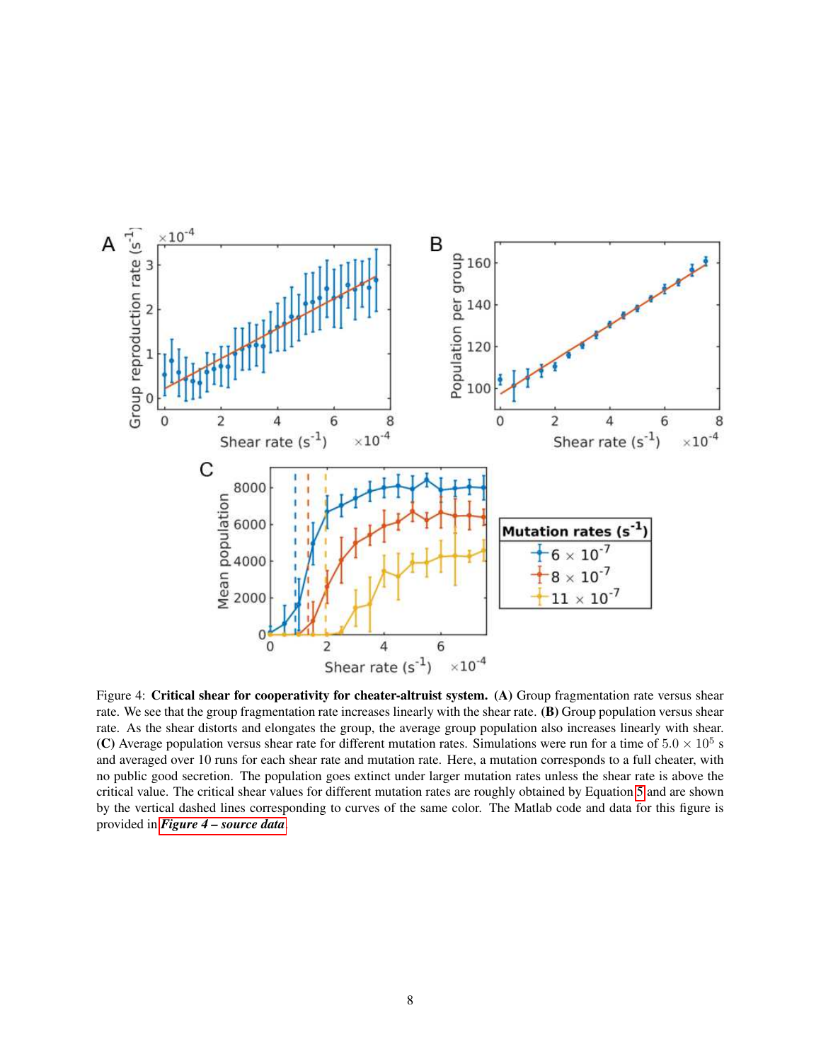Figure 4: **Critical shear for cooperativity for cheater-altruist system.** **(A)** Group fragmentation rate versus shear rate. We see that the group fragmentation rate increases linearly with the shear rate. **(B)** Group population versus shear rate. As the shear distorts and elongates the group, the average group population also increases linearly with shear. **(C)** Average population versus shear rate for different mutation rates. Simulations were run for a time of $5.0 \times 10^5$ s and averaged over 10 runs for each shear rate and mutation rate. Here, a mutation corresponds to a full cheater, with no public good secretion. The population goes extinct under larger mutation rates unless the shear rate is above the critical value. The critical shear values for different mutation rates are roughly obtained by Equation 5 and are shown by the vertical dashed lines corresponding to curves of the same color. The Matlab code and data for this figure is provided in ***Figure 4 – source data***.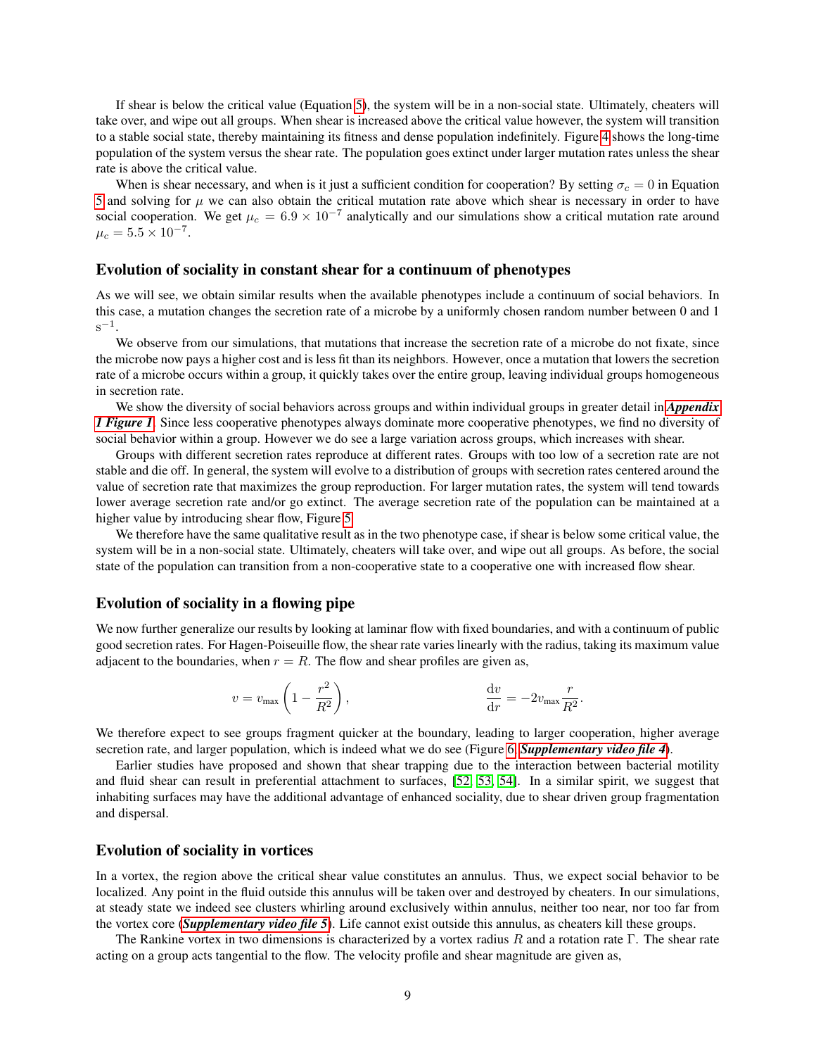If shear is below the critical value (Equation 5), the system will be in a non-social state. Ultimately, cheaters will take over, and wipe out all groups. When shear is increased above the critical value however, the system will transition to a stable social state, thereby maintaining its fitness and dense population indefinitely. Figure 4 shows the long-time population of the system versus the shear rate. The population goes extinct under larger mutation rates unless the shear rate is above the critical value.

When is shear necessary, and when is it just a sufficient condition for cooperation? By setting $\sigma_c = 0$ in Equation 5 and solving for $\mu$ we can also obtain the critical mutation rate above which shear is necessary in order to have social cooperation. We get $\mu_c = 6.9 \times 10^{-7}$ analytically and our simulations show a critical mutation rate around $\mu_c = 5.5 \times 10^{-7}$.

### Evolution of sociality in constant shear for a continuum of phenotypes

As we will see, we obtain similar results when the available phenotypes include a continuum of social behaviors. In this case, a mutation changes the secretion rate of a microbe by a uniformly chosen random number between 0 and 1 $\mathrm{s}^{-1}$.

We observe from our simulations, that mutations that increase the secretion rate of a microbe do not fixate, since the microbe now pays a higher cost and is less fit than its neighbors. However, once a mutation that lowers the secretion rate of a microbe occurs within a group, it quickly takes over the entire group, leaving individual groups homogeneous in secretion rate.

We show the diversity of social behaviors across groups and within individual groups in greater detail in ***Appendix 1 Figure 1***. Since less cooperative phenotypes always dominate more cooperative phenotypes, we find no diversity of social behavior within a group. However we do see a large variation across groups, which increases with shear.

Groups with different secretion rates reproduce at different rates. Groups with too low of a secretion rate are not stable and die off. In general, the system will evolve to a distribution of groups with secretion rates centered around the value of secretion rate that maximizes the group reproduction. For larger mutation rates, the system will tend towards lower average secretion rate and/or go extinct. The average secretion rate of the population can be maintained at a higher value by introducing shear flow, Figure 5.

We therefore have the same qualitative result as in the two phenotype case, if shear is below some critical value, the system will be in a non-social state. Ultimately, cheaters will take over, and wipe out all groups. As before, the social state of the population can transition from a non-cooperative state to a cooperative one with increased flow shear.

### Evolution of sociality in a flowing pipe

We now further generalize our results by looking at laminar flow with fixed boundaries, and with a continuum of public good secretion rates. For Hagen-Poiseuille flow, the shear rate varies linearly with the radius, taking its maximum value adjacent to the boundaries, when $r = R$. The flow and shear profiles are given as,

$$v = v_{\text{max}} \left(1 - \frac{r^2}{R^2}\right), \qquad \frac{\mathrm{d}v}{\mathrm{d}r} = -2v_{\text{max}} \frac{r}{R^2}.$$

We therefore expect to see groups fragment quicker at the boundary, leading to larger cooperation, higher average secretion rate, and larger population, which is indeed what we do see (Figure 6, ***Supplementary video file 4***).

Earlier studies have proposed and shown that shear trapping due to the interaction between bacterial motility and fluid shear can result in preferential attachment to surfaces, [52, 53, 54]. In a similar spirit, we suggest that inhabiting surfaces may have the additional advantage of enhanced sociality, due to shear driven group fragmentation and dispersal.

### Evolution of sociality in vortices

In a vortex, the region above the critical shear value constitutes an annulus. Thus, we expect social behavior to be localized. Any point in the fluid outside this annulus will be taken over and destroyed by cheaters. In our simulations, at steady state we indeed see clusters whirling around exclusively within annulus, neither too near, nor too far from the vortex core (***Supplementary video file 5***). Life cannot exist outside this annulus, as cheaters kill these groups.

The Rankine vortex in two dimensions is characterized by a vortex radius $R$ and a rotation rate $\Gamma$. The shear rate acting on a group acts tangential to the flow. The velocity profile and shear magnitude are given as,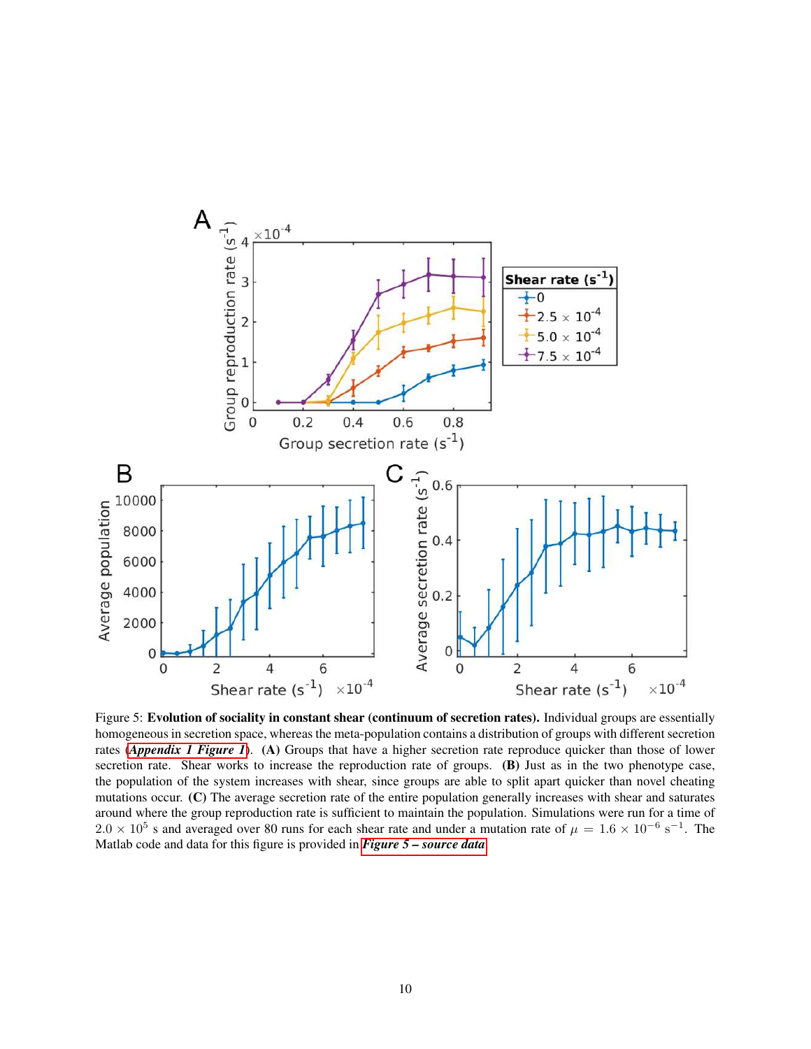Figure 5: **Evolution of sociality in constant shear (continuum of secretion rates).** Individual groups are essentially homogeneous in secretion space, whereas the meta-population contains a distribution of groups with different secretion rates (***Appendix 1 Figure 1***). **(A)** Groups that have a higher secretion rate reproduce quicker than those of lower secretion rate. Shear works to increase the reproduction rate of groups. **(B)** Just as in the two phenotype case, the population of the system increases with shear, since groups are able to split apart quicker than novel cheating mutations occur. **(C)** The average secretion rate of the entire population generally increases with shear and saturates around where the group reproduction rate is sufficient to maintain the population. Simulations were run for a time of $2.0 \times 10^5$ s and averaged over 80 runs for each shear rate and under a mutation rate of $\mu = 1.6 \times 10^{-6}$ s$^{-1}$. The Matlab code and data for this figure is provided in ***Figure 5 – source data***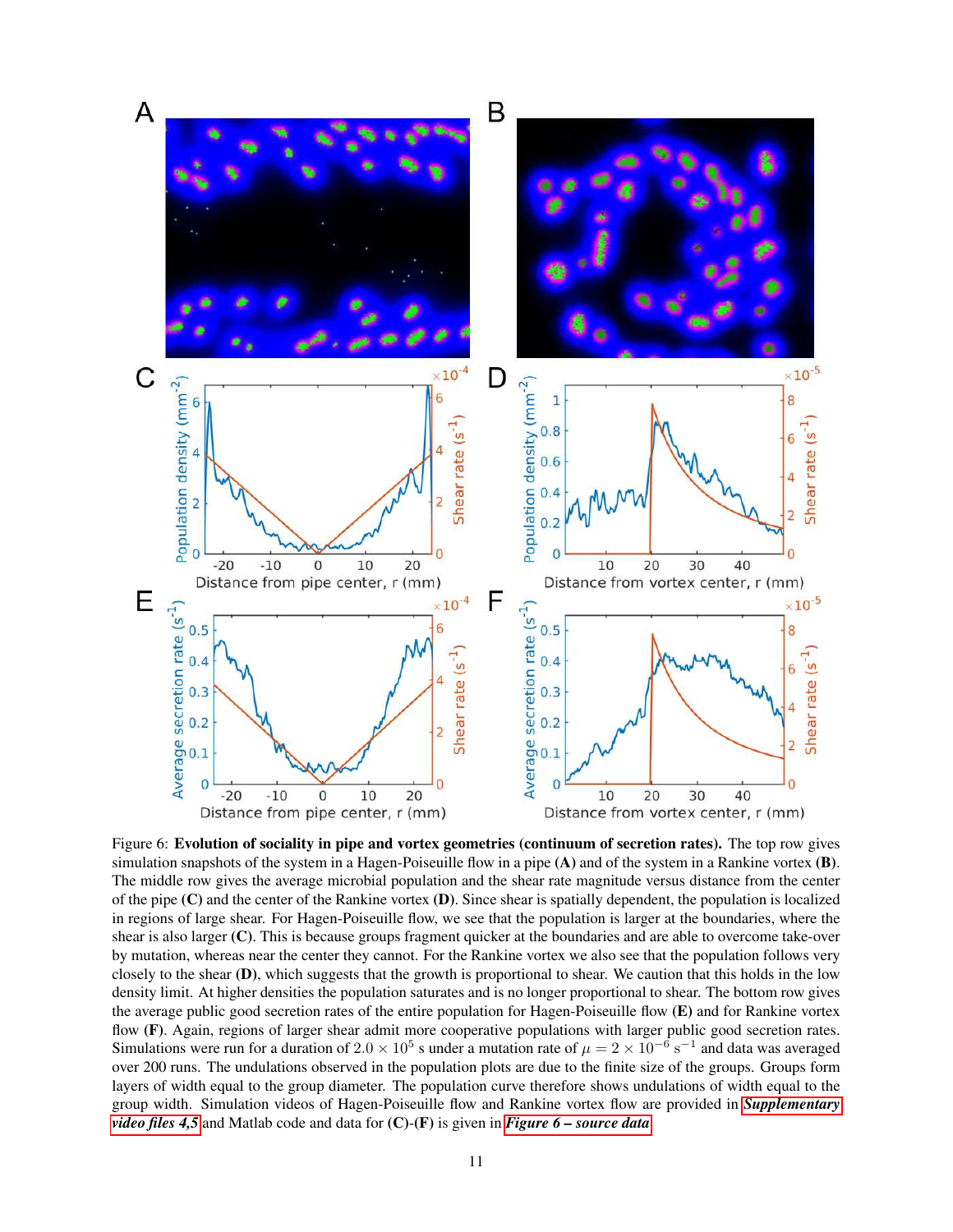Figure 6: **Evolution of sociality in pipe and vortex geometries (continuum of secretion rates).** The top row gives simulation snapshots of the system in a Hagen-Poiseuille flow in a pipe **(A)** and of the system in a Rankine vortex **(B)**. The middle row gives the average microbial population and the shear rate magnitude versus distance from the center of the pipe **(C)** and the center of the Rankine vortex **(D)**. Since shear is spatially dependent, the population is localized in regions of large shear. For Hagen-Poiseuille flow, we see that the population is larger at the boundaries, where the shear is also larger **(C)**. This is because groups fragment quicker at the boundaries and are able to overcome take-over by mutation, whereas near the center they cannot. For the Rankine vortex we also see that the population follows very closely to the shear **(D)**, which suggests that the growth is proportional to shear. We caution that this holds in the low density limit. At higher densities the population saturates and is no longer proportional to shear. The bottom row gives the average public good secretion rates of the entire population for Hagen-Poiseuille flow **(E)** and for Rankine vortex flow **(F)**. Again, regions of larger shear admit more cooperative populations with larger public good secretion rates. Simulations were run for a duration of $2.0 \times 10^5$ s under a mutation rate of $\mu = 2 \times 10^{-6}$ s$^{-1}$ and data was averaged over 200 runs. The undulations observed in the population plots are due to the finite size of the groups. Groups form layers of width equal to the group diameter. The population curve therefore shows undulations of width equal to the group width. Simulation videos of Hagen-Poiseuille flow and Rankine vortex flow are provided in ***Supplementary video files 4,5*** and Matlab code and data for **(C)**-**(F)** is given in ***Figure 6 – source data***.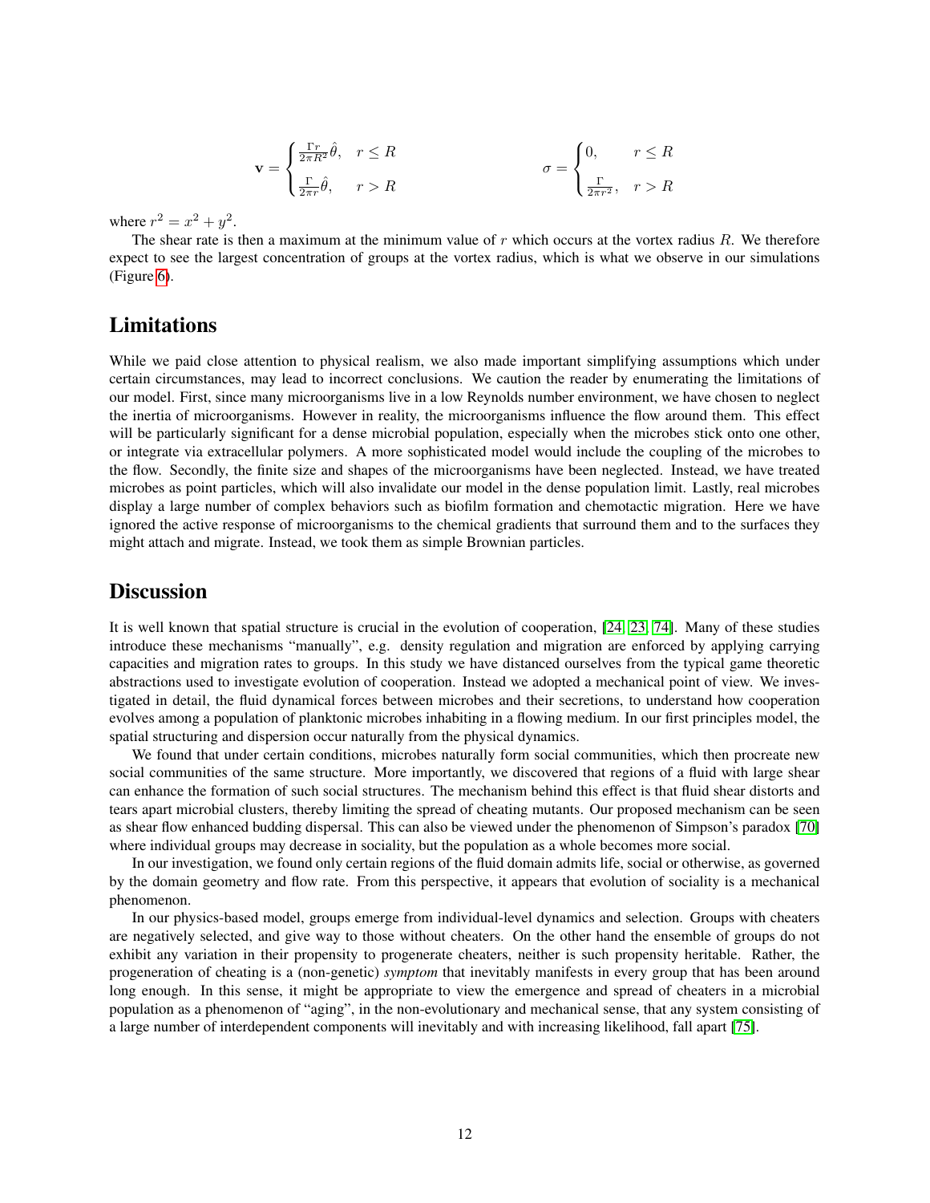$$\mathbf{v} = \begin{cases} \frac{\Gamma r}{2\pi R^2}\hat{\theta}, & r \leq R \\ \frac{\Gamma}{2\pi r}\hat{\theta}, & r > R \end{cases} \qquad \sigma = \begin{cases} 0, & r \leq R \\ \frac{\Gamma}{2\pi r^2}, & r > R \end{cases}$$

where $r^2 = x^2 + y^2$.

The shear rate is then a maximum at the minimum value of $r$ which occurs at the vortex radius $R$. We therefore expect to see the largest concentration of groups at the vortex radius, which is what we observe in our simulations (Figure 6).

## Limitations

While we paid close attention to physical realism, we also made important simplifying assumptions which under certain circumstances, may lead to incorrect conclusions. We caution the reader by enumerating the limitations of our model. First, since many microorganisms live in a low Reynolds number environment, we have chosen to neglect the inertia of microorganisms. However in reality, the microorganisms influence the flow around them. This effect will be particularly significant for a dense microbial population, especially when the microbes stick onto one other, or integrate via extracellular polymers. A more sophisticated model would include the coupling of the microbes to the flow. Secondly, the finite size and shapes of the microorganisms have been neglected. Instead, we have treated microbes as point particles, which will also invalidate our model in the dense population limit. Lastly, real microbes display a large number of complex behaviors such as biofilm formation and chemotactic migration. Here we have ignored the active response of microorganisms to the chemical gradients that surround them and to the surfaces they might attach and migrate. Instead, we took them as simple Brownian particles.

## Discussion

It is well known that spatial structure is crucial in the evolution of cooperation, [24, 23, 74]. Many of these studies introduce these mechanisms "manually", e.g. density regulation and migration are enforced by applying carrying capacities and migration rates to groups. In this study we have distanced ourselves from the typical game theoretic abstractions used to investigate evolution of cooperation. Instead we adopted a mechanical point of view. We investigated in detail, the fluid dynamical forces between microbes and their secretions, to understand how cooperation evolves among a population of planktonic microbes inhabiting in a flowing medium. In our first principles model, the spatial structuring and dispersion occur naturally from the physical dynamics.

We found that under certain conditions, microbes naturally form social communities, which then procreate new social communities of the same structure. More importantly, we discovered that regions of a fluid with large shear can enhance the formation of such social structures. The mechanism behind this effect is that fluid shear distorts and tears apart microbial clusters, thereby limiting the spread of cheating mutants. Our proposed mechanism can be seen as shear flow enhanced budding dispersal. This can also be viewed under the phenomenon of Simpson's paradox [70] where individual groups may decrease in sociality, but the population as a whole becomes more social.

In our investigation, we found only certain regions of the fluid domain admits life, social or otherwise, as governed by the domain geometry and flow rate. From this perspective, it appears that evolution of sociality is a mechanical phenomenon.

In our physics-based model, groups emerge from individual-level dynamics and selection. Groups with cheaters are negatively selected, and give way to those without cheaters. On the other hand the ensemble of groups do not exhibit any variation in their propensity to progenerate cheaters, neither is such propensity heritable. Rather, the progeneration of cheating is a (non-genetic) *symptom* that inevitably manifests in every group that has been around long enough. In this sense, it might be appropriate to view the emergence and spread of cheaters in a microbial population as a phenomenon of "aging", in the non-evolutionary and mechanical sense, that any system consisting of a large number of interdependent components will inevitably and with increasing likelihood, fall apart [75].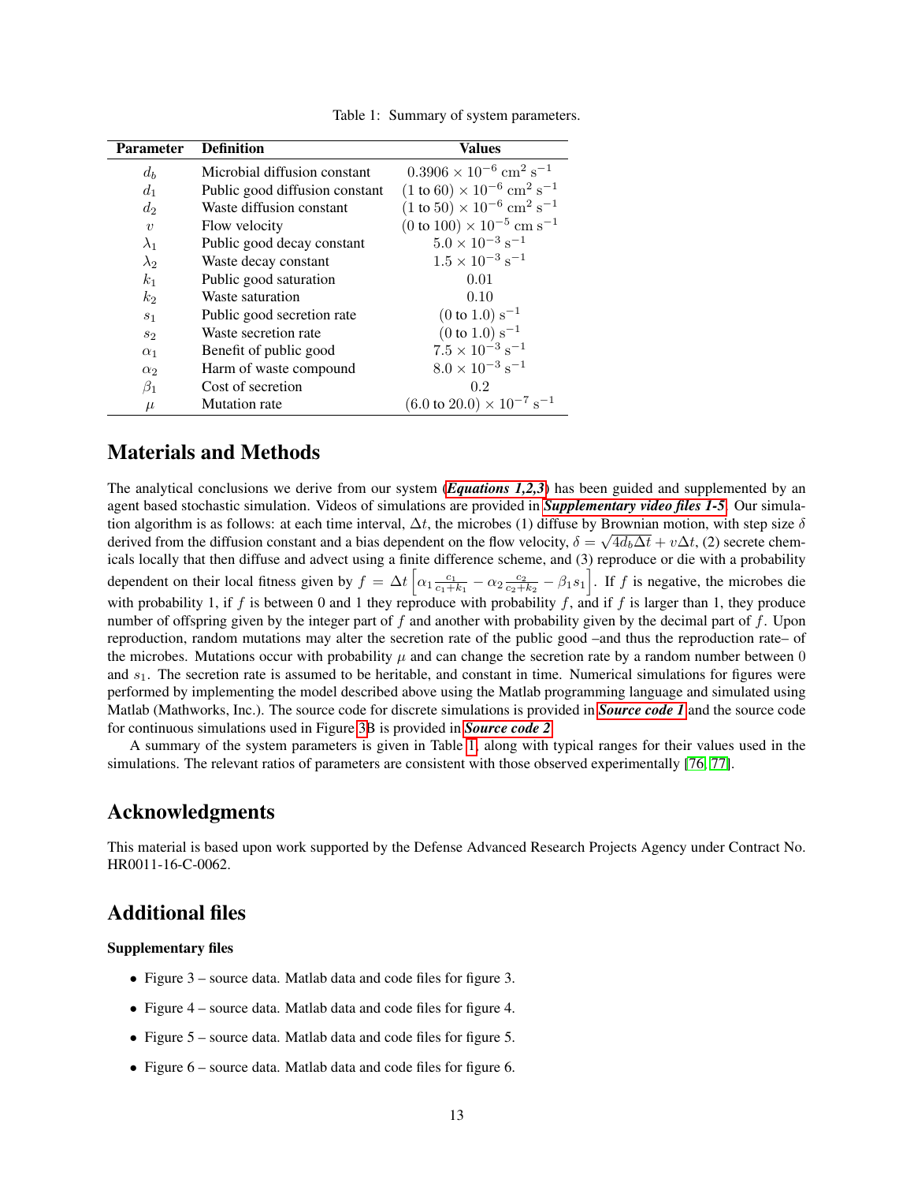Table 1: Summary of system parameters.

| Parameter | Definition | Values |
|---|---|---|
| $d_b$ | Microbial diffusion constant | $0.3906 \times 10^{-6}$ cm$^2$ s$^{-1}$ |
| $d_1$ | Public good diffusion constant | $(1 \text{ to } 60) \times 10^{-6}$ cm$^2$ s$^{-1}$ |
| $d_2$ | Waste diffusion constant | $(1 \text{ to } 50) \times 10^{-6}$ cm$^2$ s$^{-1}$ |
| $v$ | Flow velocity | $(0 \text{ to } 100) \times 10^{-5}$ cm s$^{-1}$ |
| $\lambda_1$ | Public good decay constant | $5.0 \times 10^{-3}$ s$^{-1}$ |
| $\lambda_2$ | Waste decay constant | $1.5 \times 10^{-3}$ s$^{-1}$ |
| $k_1$ | Public good saturation | 0.01 |
| $k_2$ | Waste saturation | 0.10 |
| $s_1$ | Public good secretion rate | $(0 \text{ to } 1.0)$ s$^{-1}$ |
| $s_2$ | Waste secretion rate | $(0 \text{ to } 1.0)$ s$^{-1}$ |
| $\alpha_1$ | Benefit of public good | $7.5 \times 10^{-3}$ s$^{-1}$ |
| $\alpha_2$ | Harm of waste compound | $8.0 \times 10^{-3}$ s$^{-1}$ |
| $\beta_1$ | Cost of secretion | 0.2 |
| $\mu$ | Mutation rate | $(6.0 \text{ to } 20.0) \times 10^{-7}$ s$^{-1}$ |

## Materials and Methods

The analytical conclusions we derive from our system (***Equations 1,2,3***) has been guided and supplemented by an agent based stochastic simulation. Videos of simulations are provided in ***Supplementary video files 1-5***. Our simulation algorithm is as follows: at each time interval, $\Delta t$, the microbes (1) diffuse by Brownian motion, with step size $\delta$ derived from the diffusion constant and a bias dependent on the flow velocity, $\delta = \sqrt{4d_b\Delta t} + v\Delta t$, (2) secrete chemicals locally that then diffuse and advect using a finite difference scheme, and (3) reproduce or die with a probability dependent on their local fitness given by $f = \Delta t \left[\alpha_1 \frac{c_1}{c_1+k_1} - \alpha_2 \frac{c_2}{c_2+k_2} - \beta_1 s_1\right]$. If $f$ is negative, the microbes die with probability 1, if $f$ is between 0 and 1 they reproduce with probability $f$, and if $f$ is larger than 1, they produce number of offspring given by the integer part of $f$ and another with probability given by the decimal part of $f$. Upon reproduction, random mutations may alter the secretion rate of the public good –and thus the reproduction rate– of the microbes. Mutations occur with probability $\mu$ and can change the secretion rate by a random number between 0 and $s_1$. The secretion rate is assumed to be heritable, and constant in time. Numerical simulations for figures were performed by implementing the model described above using the Matlab programming language and simulated using Matlab (Mathworks, Inc.). The source code for discrete simulations is provided in ***Source code 1*** and the source code for continuous simulations used in Figure 3B is provided in ***Source code 2***.

A summary of the system parameters is given in Table 1, along with typical ranges for their values used in the simulations. The relevant ratios of parameters are consistent with those observed experimentally [76, 77].

## Acknowledgments

This material is based upon work supported by the Defense Advanced Research Projects Agency under Contract No. HR0011-16-C-0062.

## Additional files

### Supplementary files

- Figure 3 – source data. Matlab data and code files for figure 3.
- Figure 4 – source data. Matlab data and code files for figure 4.
- Figure 5 – source data. Matlab data and code files for figure 5.
- Figure 6 – source data. Matlab data and code files for figure 6.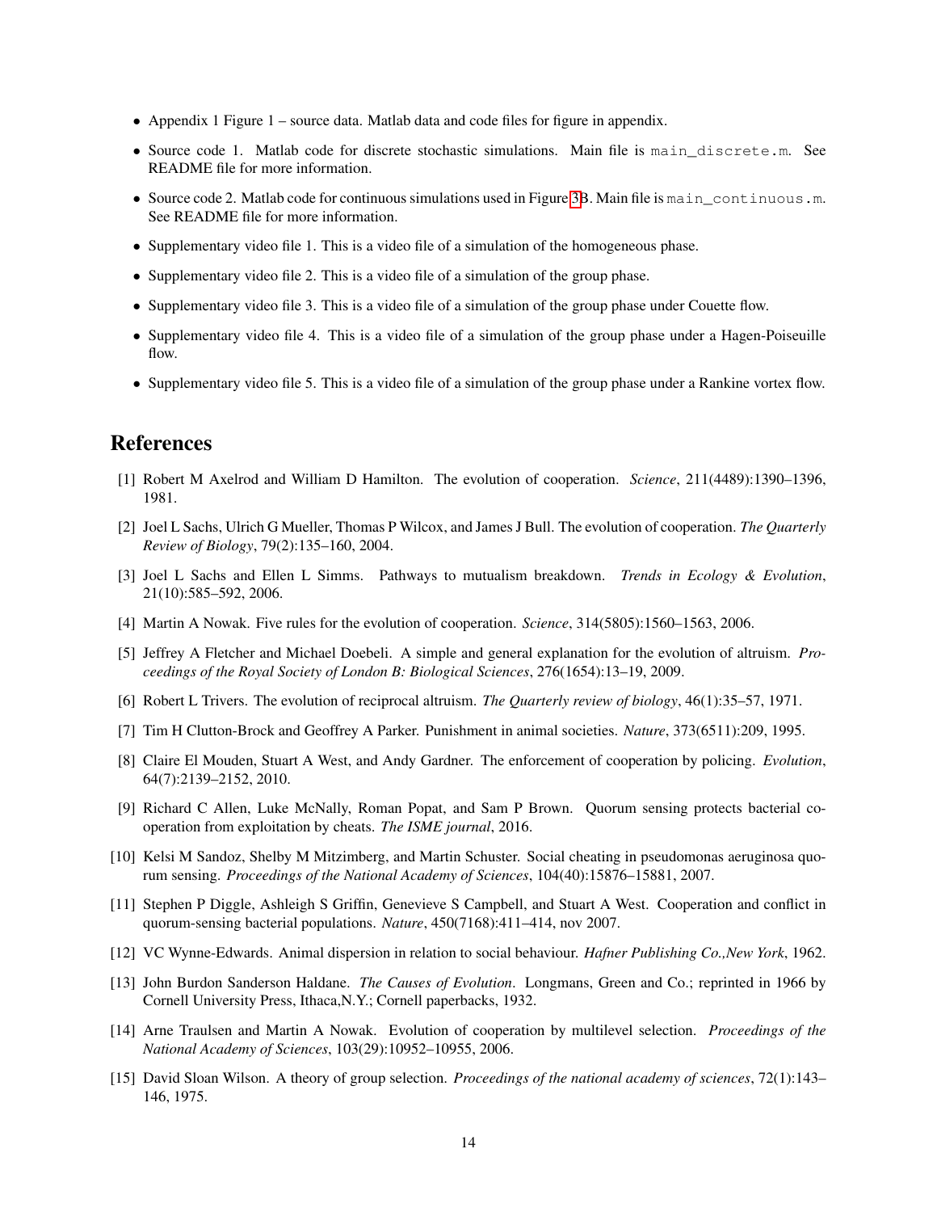- Appendix 1 Figure 1 – source data. Matlab data and code files for figure in appendix.
- Source code 1. Matlab code for discrete stochastic simulations. Main file is `main_discrete.m`. See README file for more information.
- Source code 2. Matlab code for continuous simulations used in Figure 3B. Main file is `main_continuous.m`. See README file for more information.
- Supplementary video file 1. This is a video file of a simulation of the homogeneous phase.
- Supplementary video file 2. This is a video file of a simulation of the group phase.
- Supplementary video file 3. This is a video file of a simulation of the group phase under Couette flow.
- Supplementary video file 4. This is a video file of a simulation of the group phase under a Hagen-Poiseuille flow.
- Supplementary video file 5. This is a video file of a simulation of the group phase under a Rankine vortex flow.

# References

[1] Robert M Axelrod and William D Hamilton. The evolution of cooperation. *Science*, 211(4489):1390–1396, 1981.

[2] Joel L Sachs, Ulrich G Mueller, Thomas P Wilcox, and James J Bull. The evolution of cooperation. *The Quarterly Review of Biology*, 79(2):135–160, 2004.

[3] Joel L Sachs and Ellen L Simms. Pathways to mutualism breakdown. *Trends in Ecology & Evolution*, 21(10):585–592, 2006.

[4] Martin A Nowak. Five rules for the evolution of cooperation. *Science*, 314(5805):1560–1563, 2006.

[5] Jeffrey A Fletcher and Michael Doebeli. A simple and general explanation for the evolution of altruism. *Proceedings of the Royal Society of London B: Biological Sciences*, 276(1654):13–19, 2009.

[6] Robert L Trivers. The evolution of reciprocal altruism. *The Quarterly review of biology*, 46(1):35–57, 1971.

[7] Tim H Clutton-Brock and Geoffrey A Parker. Punishment in animal societies. *Nature*, 373(6511):209, 1995.

[8] Claire El Mouden, Stuart A West, and Andy Gardner. The enforcement of cooperation by policing. *Evolution*, 64(7):2139–2152, 2010.

[9] Richard C Allen, Luke McNally, Roman Popat, and Sam P Brown. Quorum sensing protects bacterial cooperation from exploitation by cheats. *The ISME journal*, 2016.

[10] Kelsi M Sandoz, Shelby M Mitzimberg, and Martin Schuster. Social cheating in pseudomonas aeruginosa quorum sensing. *Proceedings of the National Academy of Sciences*, 104(40):15876–15881, 2007.

[11] Stephen P Diggle, Ashleigh S Griffin, Genevieve S Campbell, and Stuart A West. Cooperation and conflict in quorum-sensing bacterial populations. *Nature*, 450(7168):411–414, nov 2007.

[12] VC Wynne-Edwards. Animal dispersion in relation to social behaviour. *Hafner Publishing Co.,New York*, 1962.

[13] John Burdon Sanderson Haldane. *The Causes of Evolution*. Longmans, Green and Co.; reprinted in 1966 by Cornell University Press, Ithaca,N.Y.; Cornell paperbacks, 1932.

[14] Arne Traulsen and Martin A Nowak. Evolution of cooperation by multilevel selection. *Proceedings of the National Academy of Sciences*, 103(29):10952–10955, 2006.

[15] David Sloan Wilson. A theory of group selection. *Proceedings of the national academy of sciences*, 72(1):143–146, 1975.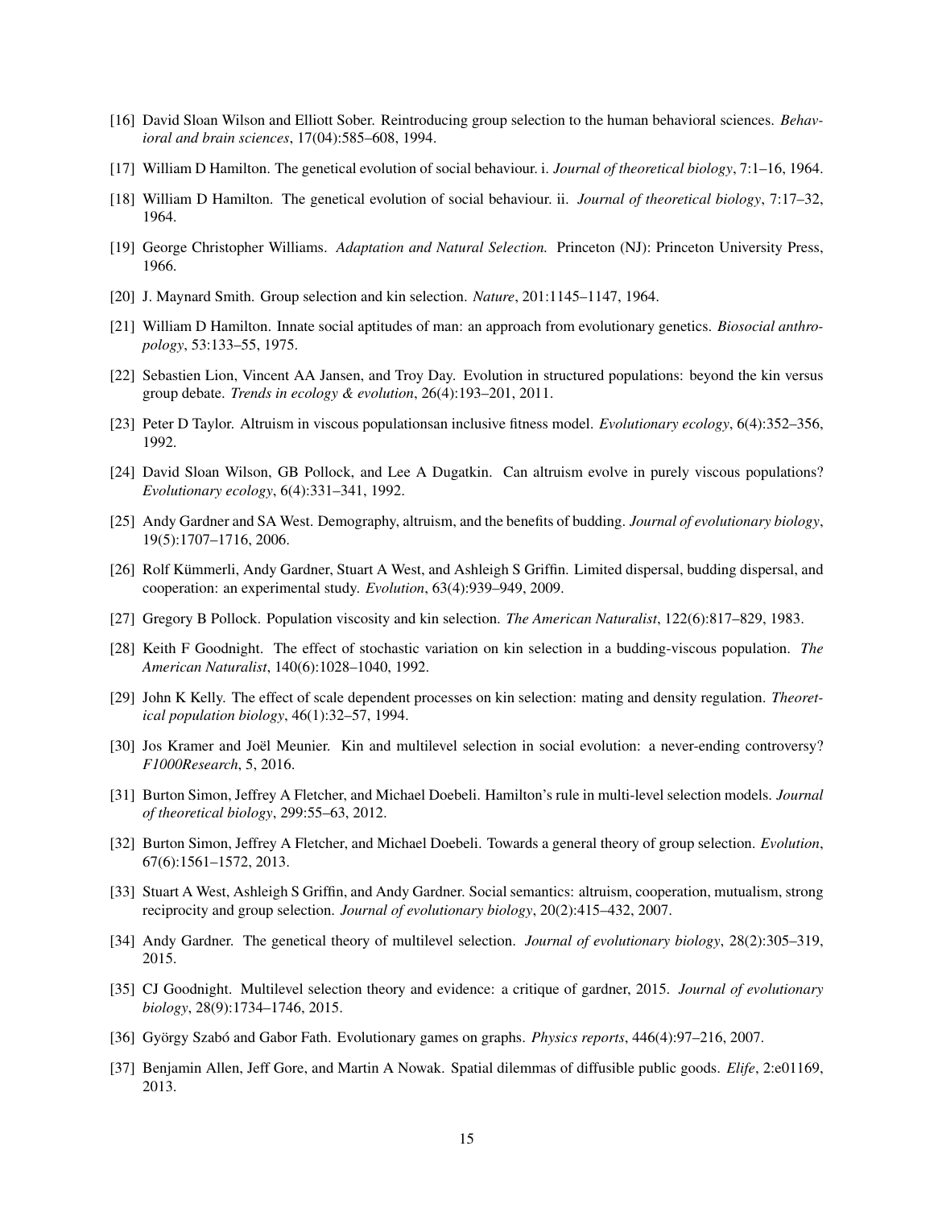[16] David Sloan Wilson and Elliott Sober. Reintroducing group selection to the human behavioral sciences. *Behavioral and brain sciences*, 17(04):585–608, 1994.

[17] William D Hamilton. The genetical evolution of social behaviour. i. *Journal of theoretical biology*, 7:1–16, 1964.

[18] William D Hamilton. The genetical evolution of social behaviour. ii. *Journal of theoretical biology*, 7:17–32, 1964.

[19] George Christopher Williams. *Adaptation and Natural Selection.* Princeton (NJ): Princeton University Press, 1966.

[20] J. Maynard Smith. Group selection and kin selection. *Nature*, 201:1145–1147, 1964.

[21] William D Hamilton. Innate social aptitudes of man: an approach from evolutionary genetics. *Biosocial anthropology*, 53:133–55, 1975.

[22] Sebastien Lion, Vincent AA Jansen, and Troy Day. Evolution in structured populations: beyond the kin versus group debate. *Trends in ecology & evolution*, 26(4):193–201, 2011.

[23] Peter D Taylor. Altruism in viscous populationsan inclusive fitness model. *Evolutionary ecology*, 6(4):352–356, 1992.

[24] David Sloan Wilson, GB Pollock, and Lee A Dugatkin. Can altruism evolve in purely viscous populations? *Evolutionary ecology*, 6(4):331–341, 1992.

[25] Andy Gardner and SA West. Demography, altruism, and the benefits of budding. *Journal of evolutionary biology*, 19(5):1707–1716, 2006.

[26] Rolf Kümmerli, Andy Gardner, Stuart A West, and Ashleigh S Griffin. Limited dispersal, budding dispersal, and cooperation: an experimental study. *Evolution*, 63(4):939–949, 2009.

[27] Gregory B Pollock. Population viscosity and kin selection. *The American Naturalist*, 122(6):817–829, 1983.

[28] Keith F Goodnight. The effect of stochastic variation on kin selection in a budding-viscous population. *The American Naturalist*, 140(6):1028–1040, 1992.

[29] John K Kelly. The effect of scale dependent processes on kin selection: mating and density regulation. *Theoretical population biology*, 46(1):32–57, 1994.

[30] Jos Kramer and Joël Meunier. Kin and multilevel selection in social evolution: a never-ending controversy? *F1000Research*, 5, 2016.

[31] Burton Simon, Jeffrey A Fletcher, and Michael Doebeli. Hamilton's rule in multi-level selection models. *Journal of theoretical biology*, 299:55–63, 2012.

[32] Burton Simon, Jeffrey A Fletcher, and Michael Doebeli. Towards a general theory of group selection. *Evolution*, 67(6):1561–1572, 2013.

[33] Stuart A West, Ashleigh S Griffin, and Andy Gardner. Social semantics: altruism, cooperation, mutualism, strong reciprocity and group selection. *Journal of evolutionary biology*, 20(2):415–432, 2007.

[34] Andy Gardner. The genetical theory of multilevel selection. *Journal of evolutionary biology*, 28(2):305–319, 2015.

[35] CJ Goodnight. Multilevel selection theory and evidence: a critique of gardner, 2015. *Journal of evolutionary biology*, 28(9):1734–1746, 2015.

[36] György Szabó and Gabor Fath. Evolutionary games on graphs. *Physics reports*, 446(4):97–216, 2007.

[37] Benjamin Allen, Jeff Gore, and Martin A Nowak. Spatial dilemmas of diffusible public goods. *Elife*, 2:e01169, 2013.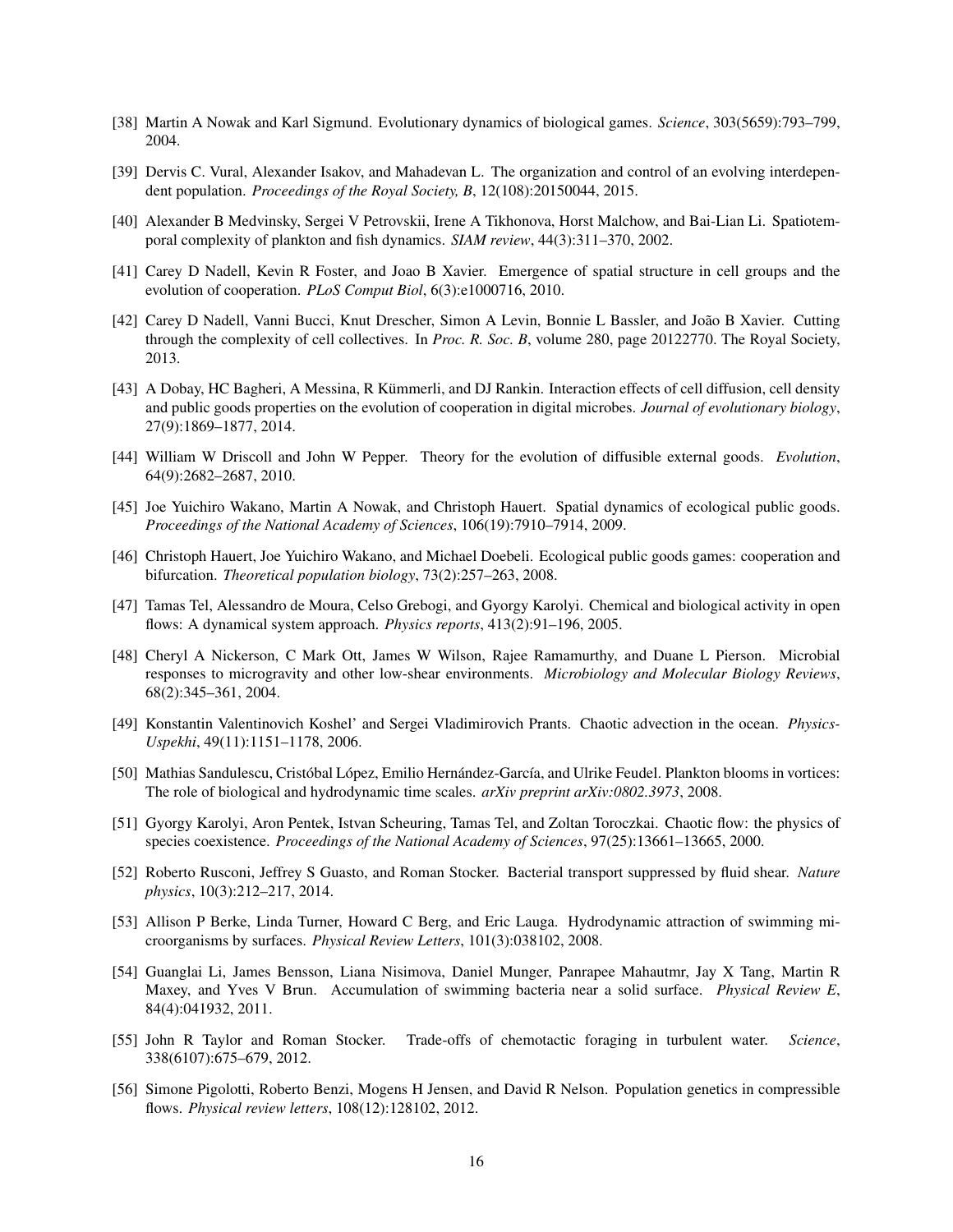[38] Martin A Nowak and Karl Sigmund. Evolutionary dynamics of biological games. *Science*, 303(5659):793–799, 2004.

[39] Dervis C. Vural, Alexander Isakov, and Mahadevan L. The organization and control of an evolving interdependent population. *Proceedings of the Royal Society, B*, 12(108):20150044, 2015.

[40] Alexander B Medvinsky, Sergei V Petrovskii, Irene A Tikhonova, Horst Malchow, and Bai-Lian Li. Spatiotemporal complexity of plankton and fish dynamics. *SIAM review*, 44(3):311–370, 2002.

[41] Carey D Nadell, Kevin R Foster, and Joao B Xavier. Emergence of spatial structure in cell groups and the evolution of cooperation. *PLoS Comput Biol*, 6(3):e1000716, 2010.

[42] Carey D Nadell, Vanni Bucci, Knut Drescher, Simon A Levin, Bonnie L Bassler, and João B Xavier. Cutting through the complexity of cell collectives. In *Proc. R. Soc. B*, volume 280, page 20122770. The Royal Society, 2013.

[43] A Dobay, HC Bagheri, A Messina, R Kümmerli, and DJ Rankin. Interaction effects of cell diffusion, cell density and public goods properties on the evolution of cooperation in digital microbes. *Journal of evolutionary biology*, 27(9):1869–1877, 2014.

[44] William W Driscoll and John W Pepper. Theory for the evolution of diffusible external goods. *Evolution*, 64(9):2682–2687, 2010.

[45] Joe Yuichiro Wakano, Martin A Nowak, and Christoph Hauert. Spatial dynamics of ecological public goods. *Proceedings of the National Academy of Sciences*, 106(19):7910–7914, 2009.

[46] Christoph Hauert, Joe Yuichiro Wakano, and Michael Doebeli. Ecological public goods games: cooperation and bifurcation. *Theoretical population biology*, 73(2):257–263, 2008.

[47] Tamas Tel, Alessandro de Moura, Celso Grebogi, and Gyorgy Karolyi. Chemical and biological activity in open flows: A dynamical system approach. *Physics reports*, 413(2):91–196, 2005.

[48] Cheryl A Nickerson, C Mark Ott, James W Wilson, Rajee Ramamurthy, and Duane L Pierson. Microbial responses to microgravity and other low-shear environments. *Microbiology and Molecular Biology Reviews*, 68(2):345–361, 2004.

[49] Konstantin Valentinovich Koshel' and Sergei Vladimirovich Prants. Chaotic advection in the ocean. *Physics-Uspekhi*, 49(11):1151–1178, 2006.

[50] Mathias Sandulescu, Cristóbal López, Emilio Hernández-García, and Ulrike Feudel. Plankton blooms in vortices: The role of biological and hydrodynamic time scales. *arXiv preprint arXiv:0802.3973*, 2008.

[51] Gyorgy Karolyi, Aron Pentek, Istvan Scheuring, Tamas Tel, and Zoltan Toroczkai. Chaotic flow: the physics of species coexistence. *Proceedings of the National Academy of Sciences*, 97(25):13661–13665, 2000.

[52] Roberto Rusconi, Jeffrey S Guasto, and Roman Stocker. Bacterial transport suppressed by fluid shear. *Nature physics*, 10(3):212–217, 2014.

[53] Allison P Berke, Linda Turner, Howard C Berg, and Eric Lauga. Hydrodynamic attraction of swimming microorganisms by surfaces. *Physical Review Letters*, 101(3):038102, 2008.

[54] Guanglai Li, James Bensson, Liana Nisimova, Daniel Munger, Panrapee Mahautmr, Jay X Tang, Martin R Maxey, and Yves V Brun. Accumulation of swimming bacteria near a solid surface. *Physical Review E*, 84(4):041932, 2011.

[55] John R Taylor and Roman Stocker. Trade-offs of chemotactic foraging in turbulent water. *Science*, 338(6107):675–679, 2012.

[56] Simone Pigolotti, Roberto Benzi, Mogens H Jensen, and David R Nelson. Population genetics in compressible flows. *Physical review letters*, 108(12):128102, 2012.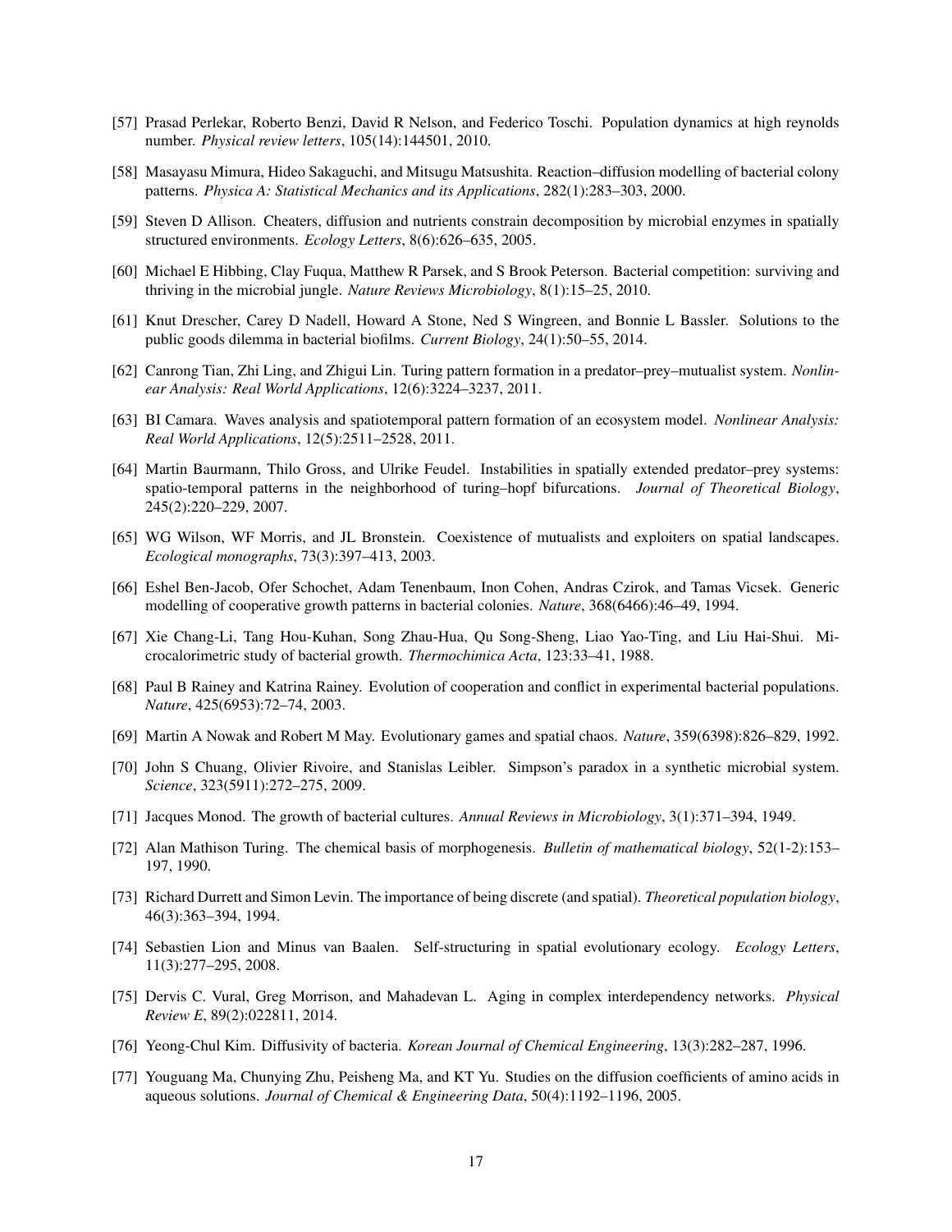[57] Prasad Perlekar, Roberto Benzi, David R Nelson, and Federico Toschi. Population dynamics at high reynolds number. *Physical review letters*, 105(14):144501, 2010.

[58] Masayasu Mimura, Hideo Sakaguchi, and Mitsugu Matsushita. Reaction–diffusion modelling of bacterial colony patterns. *Physica A: Statistical Mechanics and its Applications*, 282(1):283–303, 2000.

[59] Steven D Allison. Cheaters, diffusion and nutrients constrain decomposition by microbial enzymes in spatially structured environments. *Ecology Letters*, 8(6):626–635, 2005.

[60] Michael E Hibbing, Clay Fuqua, Matthew R Parsek, and S Brook Peterson. Bacterial competition: surviving and thriving in the microbial jungle. *Nature Reviews Microbiology*, 8(1):15–25, 2010.

[61] Knut Drescher, Carey D Nadell, Howard A Stone, Ned S Wingreen, and Bonnie L Bassler. Solutions to the public goods dilemma in bacterial biofilms. *Current Biology*, 24(1):50–55, 2014.

[62] Canrong Tian, Zhi Ling, and Zhigui Lin. Turing pattern formation in a predator–prey–mutualist system. *Nonlinear Analysis: Real World Applications*, 12(6):3224–3237, 2011.

[63] BI Camara. Waves analysis and spatiotemporal pattern formation of an ecosystem model. *Nonlinear Analysis: Real World Applications*, 12(5):2511–2528, 2011.

[64] Martin Baurmann, Thilo Gross, and Ulrike Feudel. Instabilities in spatially extended predator–prey systems: spatio-temporal patterns in the neighborhood of turing–hopf bifurcations. *Journal of Theoretical Biology*, 245(2):220–229, 2007.

[65] WG Wilson, WF Morris, and JL Bronstein. Coexistence of mutualists and exploiters on spatial landscapes. *Ecological monographs*, 73(3):397–413, 2003.

[66] Eshel Ben-Jacob, Ofer Schochet, Adam Tenenbaum, Inon Cohen, Andras Czirok, and Tamas Vicsek. Generic modelling of cooperative growth patterns in bacterial colonies. *Nature*, 368(6466):46–49, 1994.

[67] Xie Chang-Li, Tang Hou-Kuhan, Song Zhau-Hua, Qu Song-Sheng, Liao Yao-Ting, and Liu Hai-Shui. Microcalorimetric study of bacterial growth. *Thermochimica Acta*, 123:33–41, 1988.

[68] Paul B Rainey and Katrina Rainey. Evolution of cooperation and conflict in experimental bacterial populations. *Nature*, 425(6953):72–74, 2003.

[69] Martin A Nowak and Robert M May. Evolutionary games and spatial chaos. *Nature*, 359(6398):826–829, 1992.

[70] John S Chuang, Olivier Rivoire, and Stanislas Leibler. Simpson's paradox in a synthetic microbial system. *Science*, 323(5911):272–275, 2009.

[71] Jacques Monod. The growth of bacterial cultures. *Annual Reviews in Microbiology*, 3(1):371–394, 1949.

[72] Alan Mathison Turing. The chemical basis of morphogenesis. *Bulletin of mathematical biology*, 52(1-2):153–197, 1990.

[73] Richard Durrett and Simon Levin. The importance of being discrete (and spatial). *Theoretical population biology*, 46(3):363–394, 1994.

[74] Sebastien Lion and Minus van Baalen. Self-structuring in spatial evolutionary ecology. *Ecology Letters*, 11(3):277–295, 2008.

[75] Dervis C. Vural, Greg Morrison, and Mahadevan L. Aging in complex interdependency networks. *Physical Review E*, 89(2):022811, 2014.

[76] Yeong-Chul Kim. Diffusivity of bacteria. *Korean Journal of Chemical Engineering*, 13(3):282–287, 1996.

[77] Youguang Ma, Chunying Zhu, Peisheng Ma, and KT Yu. Studies on the diffusion coefficients of amino acids in aqueous solutions. *Journal of Chemical & Engineering Data*, 50(4):1192–1196, 2005.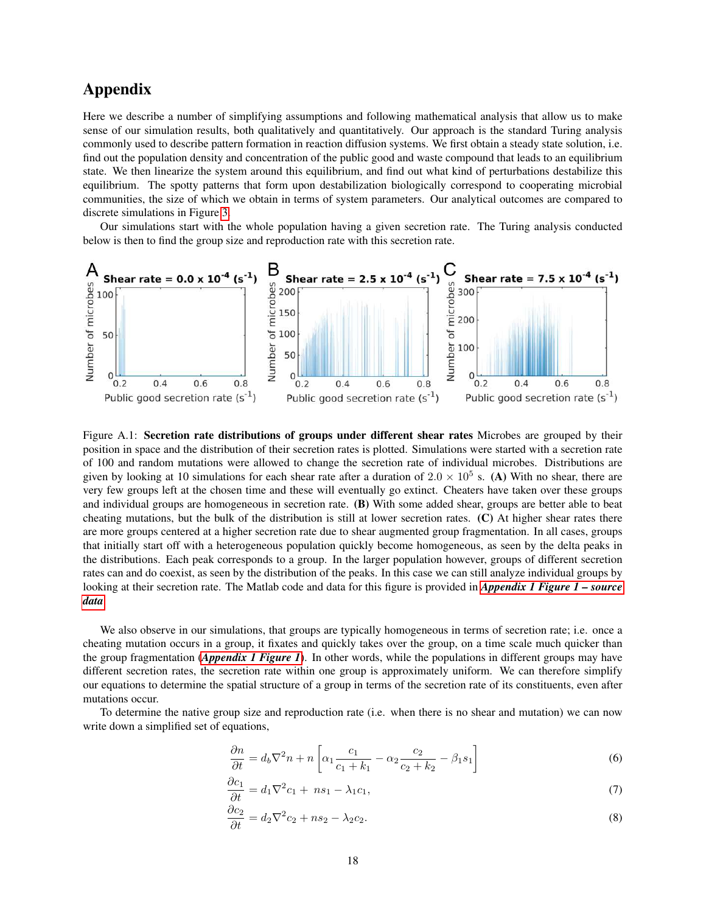# Appendix

Here we describe a number of simplifying assumptions and following mathematical analysis that allow us to make sense of our simulation results, both qualitatively and quantitatively. Our approach is the standard Turing analysis commonly used to describe pattern formation in reaction diffusion systems. We first obtain a steady state solution, i.e. find out the population density and concentration of the public good and waste compound that leads to an equilibrium state. We then linearize the system around this equilibrium, and find out what kind of perturbations destabilize this equilibrium. The spotty patterns that form upon destabilization biologically correspond to cooperating microbial communities, the size of which we obtain in terms of system parameters. Our analytical outcomes are compared to discrete simulations in Figure 3.

Our simulations start with the whole population having a given secretion rate. The Turing analysis conducted below is then to find the group size and reproduction rate with this secretion rate.

Figure A.1: **Secretion rate distributions of groups under different shear rates** Microbes are grouped by their position in space and the distribution of their secretion rates is plotted. Simulations were started with a secretion rate of 100 and random mutations were allowed to change the secretion rate of individual microbes. Distributions are given by looking at 10 simulations for each shear rate after a duration of $2.0 \times 10^5$ s. **(A)** With no shear, there are very few groups left at the chosen time and these will eventually go extinct. Cheaters have taken over these groups and individual groups are homogeneous in secretion rate. **(B)** With some added shear, groups are better able to beat cheating mutations, but the bulk of the distribution is still at lower secretion rates. **(C)** At higher shear rates there are more groups centered at a higher secretion rate due to shear augmented group fragmentation. In all cases, groups that initially start off with a heterogeneous population quickly become homogeneous, as seen by the delta peaks in the distributions. Each peak corresponds to a group. In the larger population however, groups of different secretion rates can and do coexist, as seen by the distribution of the peaks. In this case we can still analyze individual groups by looking at their secretion rate. The Matlab code and data for this figure is provided in ***Appendix 1 Figure 1 – source data***.

We also observe in our simulations, that groups are typically homogeneous in terms of secretion rate; i.e. once a cheating mutation occurs in a group, it fixates and quickly takes over the group, on a time scale much quicker than the group fragmentation (***Appendix 1 Figure 1***). In other words, while the populations in different groups may have different secretion rates, the secretion rate within one group is approximately uniform. We can therefore simplify our equations to determine the spatial structure of a group in terms of the secretion rate of its constituents, even after mutations occur.

To determine the native group size and reproduction rate (i.e. when there is no shear and mutation) we can now write down a simplified set of equations,

$$\frac{\partial n}{\partial t} = d_b \nabla^2 n + n\left[\alpha_1 \frac{c_1}{c_1 + k_1} - \alpha_2 \frac{c_2}{c_2 + k_2} - \beta_1 s_1\right] \tag{6}$$

$$\frac{\partial c_1}{\partial t} = d_1 \nabla^2 c_1 + \; n s_1 - \lambda_1 c_1, \tag{7}$$

$$\frac{\partial c_2}{\partial t} = d_2 \nabla^2 c_2 + n s_2 - \lambda_2 c_2. \tag{8}$$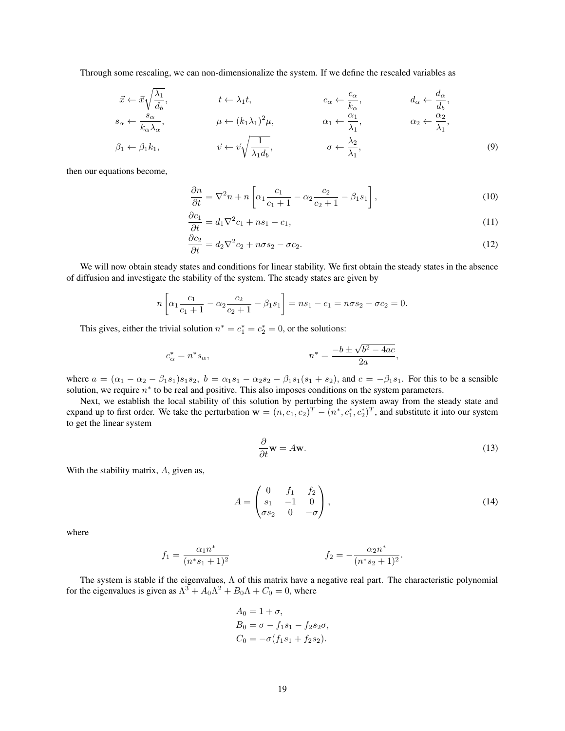Through some rescaling, we can non-dimensionalize the system. If we define the rescaled variables as

$$
\begin{aligned}
&\vec{x} \leftarrow \vec{x}\sqrt{\frac{\lambda_1}{d_b}}, && t \leftarrow \lambda_1 t, && c_\alpha \leftarrow \frac{c_\alpha}{k_\alpha}, && d_\alpha \leftarrow \frac{d_\alpha}{d_b}, \\
&s_\alpha \leftarrow \frac{s_\alpha}{k_\alpha \lambda_\alpha}, && \mu \leftarrow (k_1\lambda_1)^2 \mu, && \alpha_1 \leftarrow \frac{\alpha_1}{\lambda_1}, && \alpha_2 \leftarrow \frac{\alpha_2}{\lambda_1}, \\
&\beta_1 \leftarrow \beta_1 k_1, && \vec{v} \leftarrow \vec{v}\sqrt{\frac{1}{\lambda_1 d_b}}, && \sigma \leftarrow \frac{\lambda_2}{\lambda_1},
\end{aligned} \tag{9}
$$

then our equations become,

$$
\frac{\partial n}{\partial t} = \nabla^2 n + n\left[\alpha_1 \frac{c_1}{c_1+1} - \alpha_2 \frac{c_2}{c_2+1} - \beta_1 s_1\right], \tag{10}
$$

$$
\frac{\partial c_1}{\partial t} = d_1 \nabla^2 c_1 + n s_1 - c_1, \tag{11}
$$

$$
\frac{\partial c_2}{\partial t} = d_2 \nabla^2 c_2 + n\sigma s_2 - \sigma c_2. \tag{12}
$$

We will now obtain steady states and conditions for linear stability. We first obtain the steady states in the absence of diffusion and investigate the stability of the system. The steady states are given by

$$
n\left[\alpha_1 \frac{c_1}{c_1+1} - \alpha_2 \frac{c_2}{c_2+1} - \beta_1 s_1\right] = n s_1 - c_1 = n\sigma s_2 - \sigma c_2 = 0.
$$

This gives, either the trivial solution $n^* = c_1^* = c_2^* = 0$, or the solutions:

$$
c_\alpha^* = n^* s_\alpha, \qquad\qquad n^* = \frac{-b \pm \sqrt{b^2 - 4ac}}{2a},
$$

where $a = (\alpha_1 - \alpha_2 - \beta_1 s_1)s_1 s_2$, $b = \alpha_1 s_1 - \alpha_2 s_2 - \beta_1 s_1(s_1 + s_2)$, and $c = -\beta_1 s_1$. For this to be a sensible solution, we require $n^*$ to be real and positive. This also imposes conditions on the system parameters.

Next, we establish the local stability of this solution by perturbing the system away from the steady state and expand up to first order. We take the perturbation $\mathbf{w} = (n, c_1, c_2)^T - (n^*, c_1^*, c_2^*)^T$, and substitute it into our system to get the linear system

$$
\frac{\partial}{\partial t}\mathbf{w} = A\mathbf{w}. \tag{13}
$$

With the stability matrix, $A$, given as,

$$
A = \begin{pmatrix} 0 & f_1 & f_2 \\ s_1 & -1 & 0 \\ \sigma s_2 & 0 & -\sigma \end{pmatrix}, \tag{14}
$$

where

$$
f_1 = \frac{\alpha_1 n^*}{(n^* s_1 + 1)^2} \qquad\qquad f_2 = -\frac{\alpha_2 n^*}{(n^* s_2 + 1)^2}.
$$

The system is stable if the eigenvalues, $\Lambda$ of this matrix have a negative real part. The characteristic polynomial for the eigenvalues is given as $\Lambda^3 + A_0\Lambda^2 + B_0\Lambda + C_0 = 0$, where

$$
\begin{aligned}
A_0 &= 1 + \sigma, \\
B_0 &= \sigma - f_1 s_1 - f_2 s_2 \sigma, \\
C_0 &= -\sigma(f_1 s_1 + f_2 s_2).
\end{aligned}
$$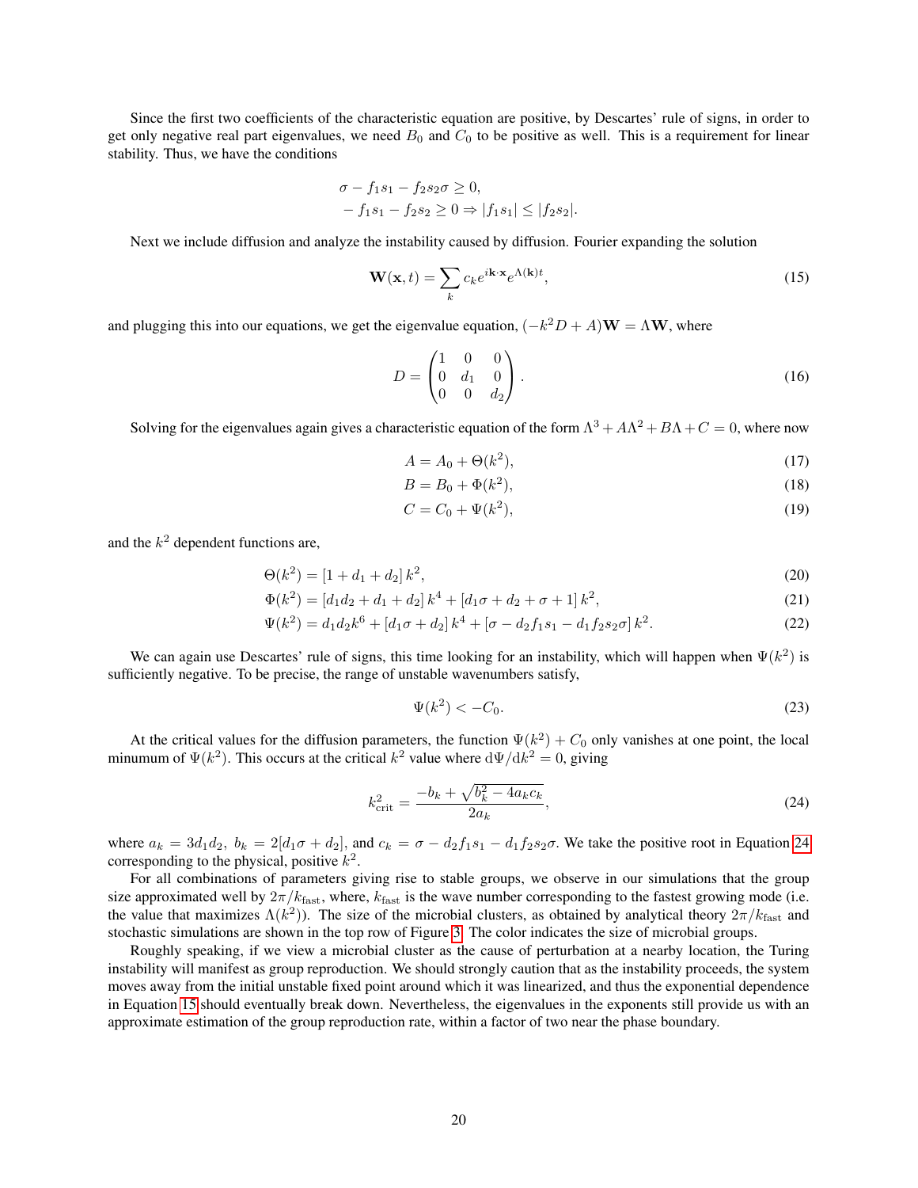Since the first two coefficients of the characteristic equation are positive, by Descartes' rule of signs, in order to get only negative real part eigenvalues, we need $B_0$ and $C_0$ to be positive as well. This is a requirement for linear stability. Thus, we have the conditions

$$
\begin{aligned}
&\sigma - f_1 s_1 - f_2 s_2 \sigma \geq 0, \\
&-f_1 s_1 - f_2 s_2 \geq 0 \Rightarrow |f_1 s_1| \leq |f_2 s_2|.
\end{aligned}
$$

Next we include diffusion and analyze the instability caused by diffusion. Fourier expanding the solution

$$
\mathbf{W}(\mathbf{x}, t) = \sum_k c_k e^{i\mathbf{k}\cdot\mathbf{x}} e^{\Lambda(\mathbf{k})t}, \tag{15}
$$

and plugging this into our equations, we get the eigenvalue equation, $(-k^2 D + A)\mathbf{W} = \Lambda \mathbf{W}$, where

$$
D = \begin{pmatrix} 1 & 0 & 0 \\ 0 & d_1 & 0 \\ 0 & 0 & d_2 \end{pmatrix}. \tag{16}
$$

Solving for the eigenvalues again gives a characteristic equation of the form $\Lambda^3 + A\Lambda^2 + B\Lambda + C = 0$, where now

$$
A = A_0 + \Theta(k^2), \tag{17}
$$

$$
B = B_0 + \Phi(k^2), \tag{18}
$$

$$
C = C_0 + \Psi(k^2), \tag{19}
$$

and the $k^2$ dependent functions are,

$$
\Theta(k^2) = [1 + d_1 + d_2]\, k^2, \tag{20}
$$

$$
\Phi(k^2) = [d_1 d_2 + d_1 + d_2]\, k^4 + [d_1 \sigma + d_2 + \sigma + 1]\, k^2, \tag{21}
$$

$$
\Psi(k^2) = d_1 d_2 k^6 + [d_1 \sigma + d_2]\, k^4 + [\sigma - d_2 f_1 s_1 - d_1 f_2 s_2 \sigma]\, k^2. \tag{22}
$$

We can again use Descartes' rule of signs, this time looking for an instability, which will happen when $\Psi(k^2)$ is sufficiently negative. To be precise, the range of unstable wavenumbers satisfy,

$$
\Psi(k^2) < -C_0. \tag{23}
$$

At the critical values for the diffusion parameters, the function $\Psi(k^2) + C_0$ only vanishes at one point, the local minumum of $\Psi(k^2)$. This occurs at the critical $k^2$ value where $\mathrm{d}\Psi/\mathrm{d}k^2 = 0$, giving

$$
k^2_{\text{crit}} = \frac{-b_k + \sqrt{b_k^2 - 4 a_k c_k}}{2 a_k}, \tag{24}
$$

where $a_k = 3 d_1 d_2$, $b_k = 2[d_1 \sigma + d_2]$, and $c_k = \sigma - d_2 f_1 s_1 - d_1 f_2 s_2 \sigma$. We take the positive root in Equation 24 corresponding to the physical, positive $k^2$.

For all combinations of parameters giving rise to stable groups, we observe in our simulations that the group size approximated well by $2\pi/k_{\text{fast}}$, where, $k_{\text{fast}}$ is the wave number corresponding to the fastest growing mode (i.e. the value that maximizes $\Lambda(k^2)$). The size of the microbial clusters, as obtained by analytical theory $2\pi/k_{\text{fast}}$ and stochastic simulations are shown in the top row of Figure 3. The color indicates the size of microbial groups.

Roughly speaking, if we view a microbial cluster as the cause of perturbation at a nearby location, the Turing instability will manifest as group reproduction. We should strongly caution that as the instability proceeds, the system moves away from the initial unstable fixed point around which it was linearized, and thus the exponential dependence in Equation 15 should eventually break down. Nevertheless, the eigenvalues in the exponents still provide us with an approximate estimation of the group reproduction rate, within a factor of two near the phase boundary.